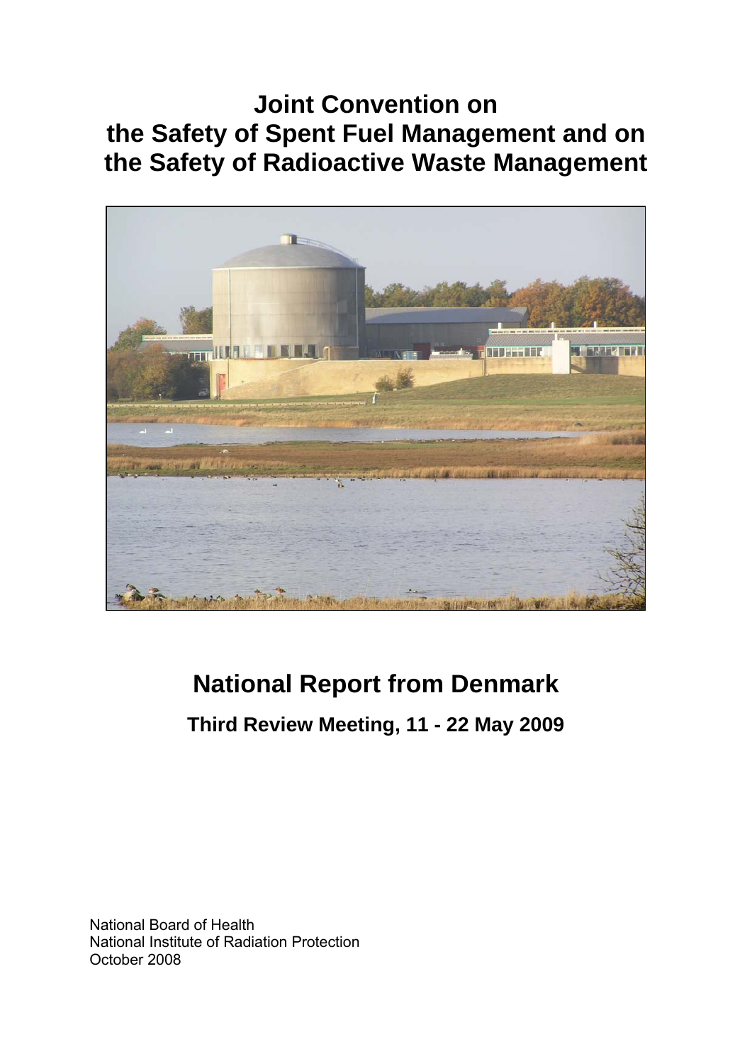# Joint Convention on the Safety of Spent Fuel Management and on the Safety of Radioactive Waste Management

# National Report from Denmark

## Third Review Meeting, 11 - 22 May 2009

National Board of Health  
National Institute of Radiation Protection  
October 2008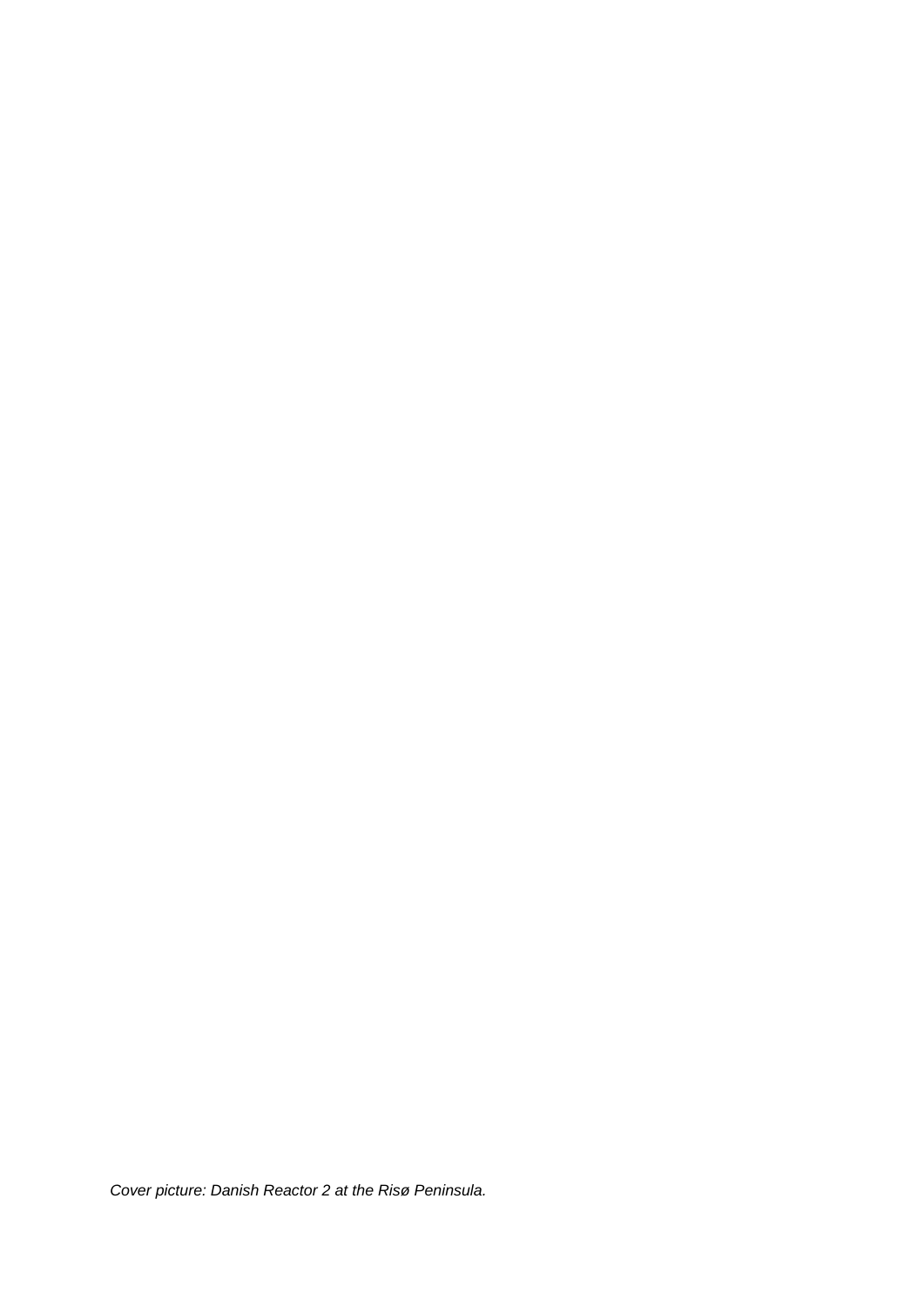*Cover picture: Danish Reactor 2 at the Risø Peninsula.*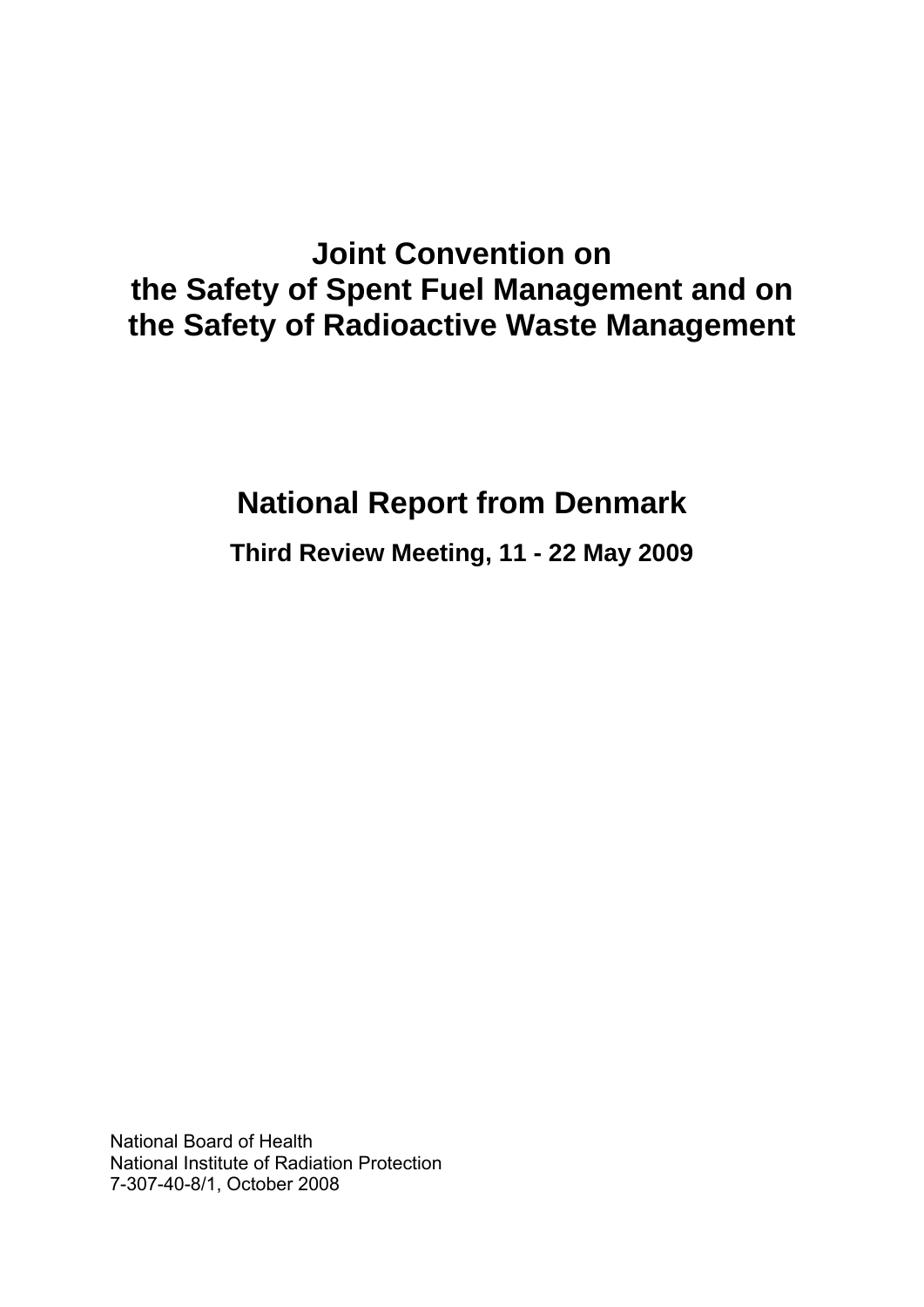# Joint Convention on the Safety of Spent Fuel Management and on the Safety of Radioactive Waste Management

## National Report from Denmark

### Third Review Meeting, 11 - 22 May 2009

National Board of Health
National Institute of Radiation Protection
7-307-40-8/1, October 2008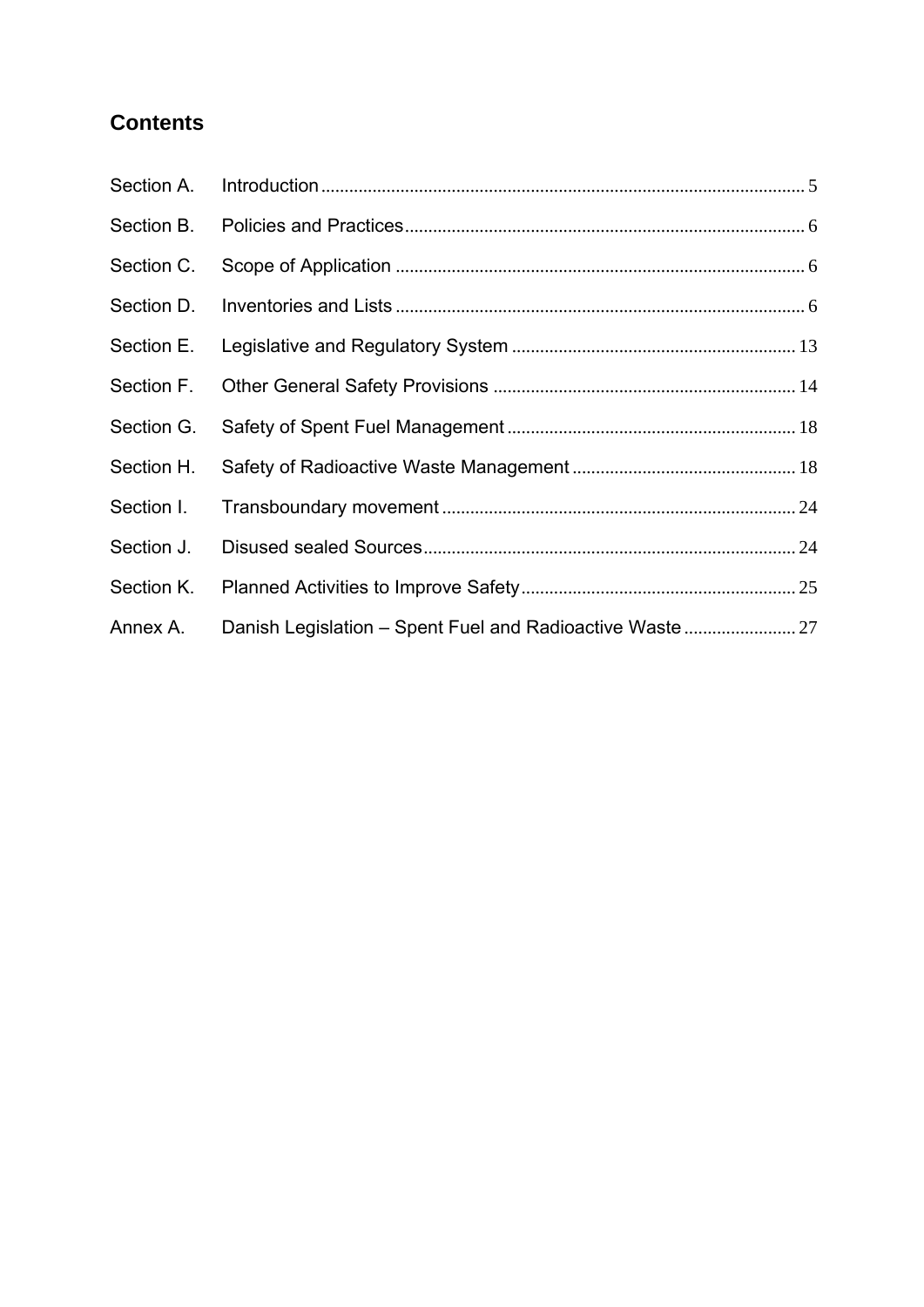## Contents

| | | |
|---|---|---|
| Section A. | Introduction | 5 |
| Section B. | Policies and Practices | 6 |
| Section C. | Scope of Application | 6 |
| Section D. | Inventories and Lists | 6 |
| Section E. | Legislative and Regulatory System | 13 |
| Section F. | Other General Safety Provisions | 14 |
| Section G. | Safety of Spent Fuel Management | 18 |
| Section H. | Safety of Radioactive Waste Management | 18 |
| Section I. | Transboundary movement | 24 |
| Section J. | Disused sealed Sources | 24 |
| Section K. | Planned Activities to Improve Safety | 25 |
| Annex A. | Danish Legislation – Spent Fuel and Radioactive Waste | 27 |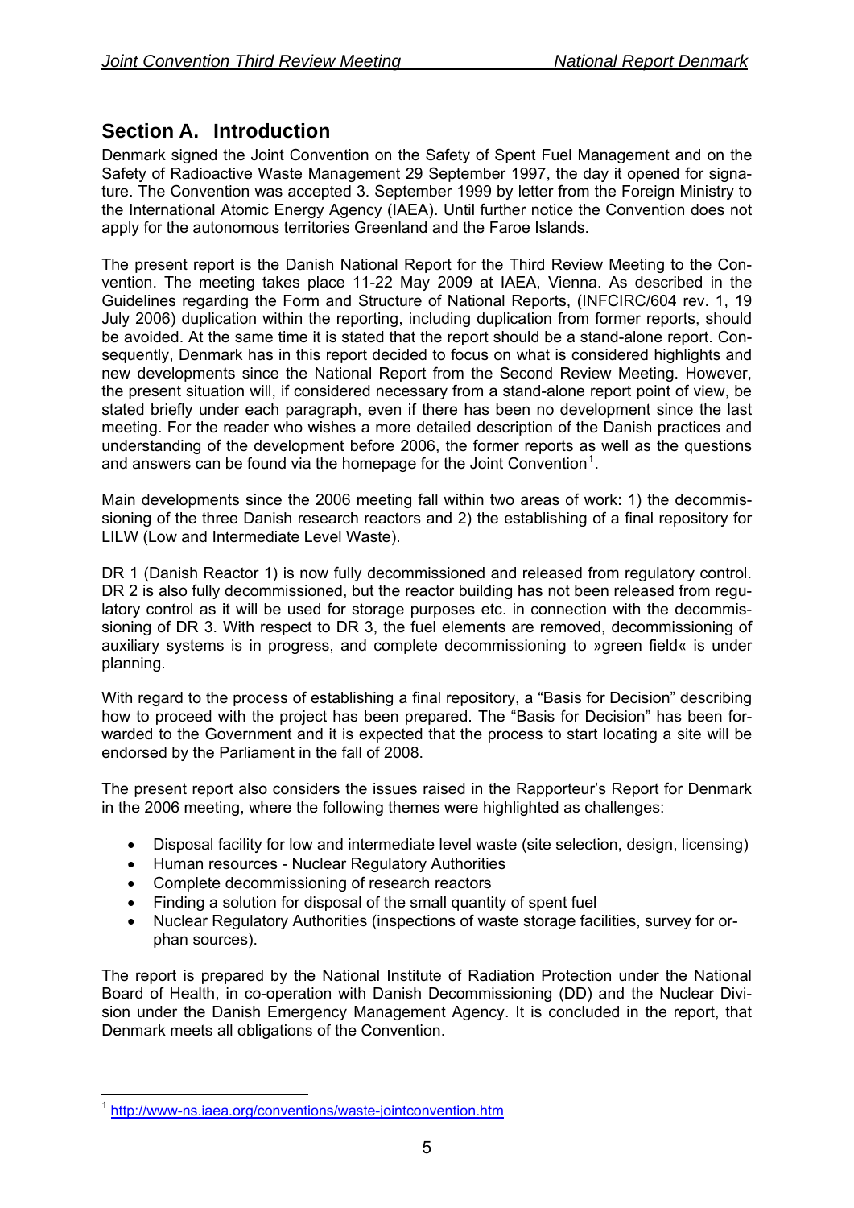## Section A. Introduction

Denmark signed the Joint Convention on the Safety of Spent Fuel Management and on the Safety of Radioactive Waste Management 29 September 1997, the day it opened for signature. The Convention was accepted 3. September 1999 by letter from the Foreign Ministry to the International Atomic Energy Agency (IAEA). Until further notice the Convention does not apply for the autonomous territories Greenland and the Faroe Islands.

The present report is the Danish National Report for the Third Review Meeting to the Convention. The meeting takes place 11-22 May 2009 at IAEA, Vienna. As described in the Guidelines regarding the Form and Structure of National Reports, (INFCIRC/604 rev. 1, 19 July 2006) duplication within the reporting, including duplication from former reports, should be avoided. At the same time it is stated that the report should be a stand-alone report. Consequently, Denmark has in this report decided to focus on what is considered highlights and new developments since the National Report from the Second Review Meeting. However, the present situation will, if considered necessary from a stand-alone report point of view, be stated briefly under each paragraph, even if there has been no development since the last meeting. For the reader who wishes a more detailed description of the Danish practices and understanding of the development before 2006, the former reports as well as the questions and answers can be found via the homepage for the Joint Convention[1].

Main developments since the 2006 meeting fall within two areas of work: 1) the decommissioning of the three Danish research reactors and 2) the establishing of a final repository for LILW (Low and Intermediate Level Waste).

DR 1 (Danish Reactor 1) is now fully decommissioned and released from regulatory control. DR 2 is also fully decommissioned, but the reactor building has not been released from regulatory control as it will be used for storage purposes etc. in connection with the decommissioning of DR 3. With respect to DR 3, the fuel elements are removed, decommissioning of auxiliary systems is in progress, and complete decommissioning to »green field« is under planning.

With regard to the process of establishing a final repository, a "Basis for Decision" describing how to proceed with the project has been prepared. The "Basis for Decision" has been forwarded to the Government and it is expected that the process to start locating a site will be endorsed by the Parliament in the fall of 2008.

The present report also considers the issues raised in the Rapporteur's Report for Denmark in the 2006 meeting, where the following themes were highlighted as challenges:

- Disposal facility for low and intermediate level waste (site selection, design, licensing)
- Human resources - Nuclear Regulatory Authorities
- Complete decommissioning of research reactors
- Finding a solution for disposal of the small quantity of spent fuel
- Nuclear Regulatory Authorities (inspections of waste storage facilities, survey for orphan sources).

The report is prepared by the National Institute of Radiation Protection under the National Board of Health, in co-operation with Danish Decommissioning (DD) and the Nuclear Division under the Danish Emergency Management Agency. It is concluded in the report, that Denmark meets all obligations of the Convention.

---

[1] http://www-ns.iaea.org/conventions/waste-jointconvention.htm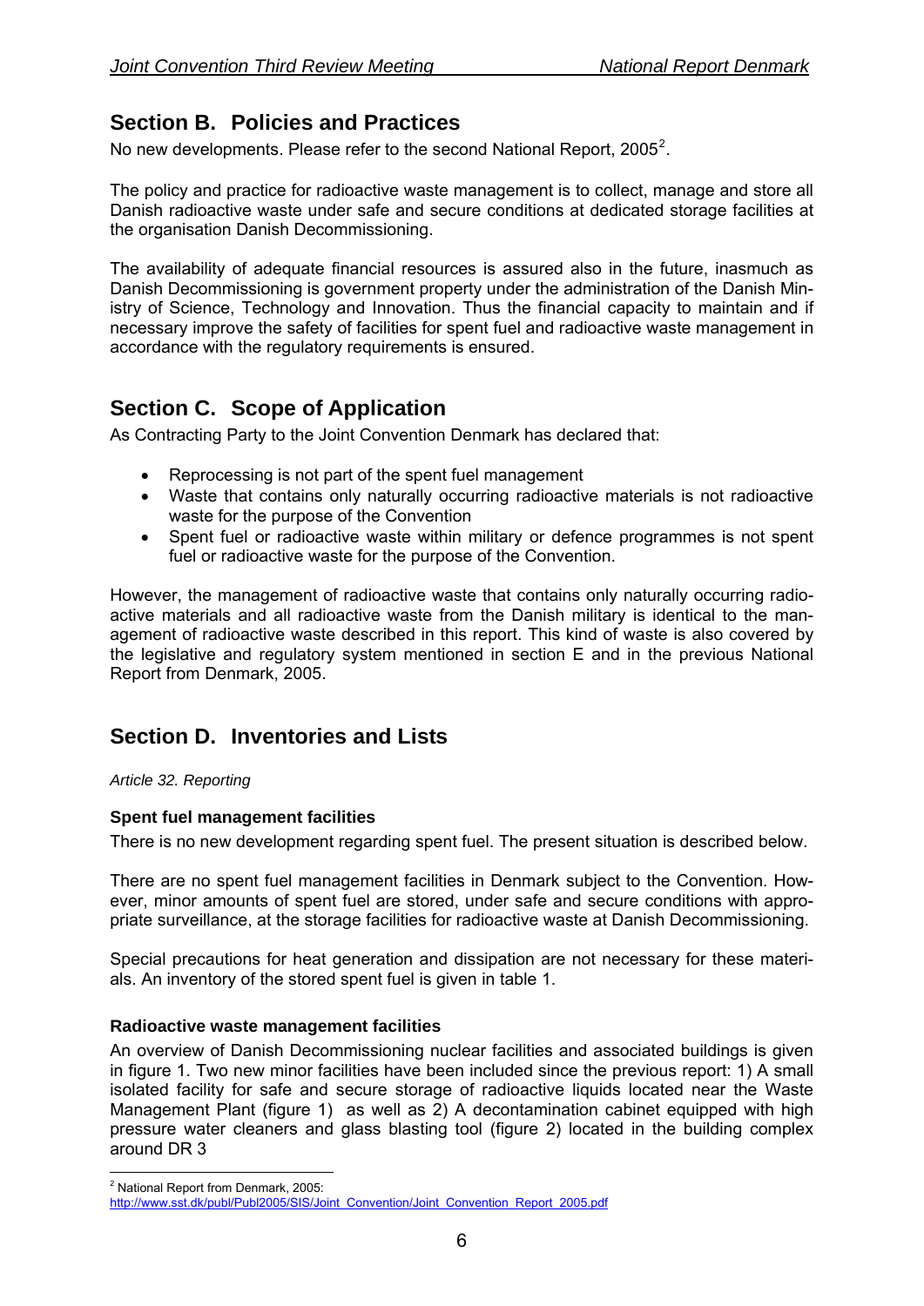## Section B. Policies and Practices

No new developments. Please refer to the second National Report, 2005[2].

The policy and practice for radioactive waste management is to collect, manage and store all Danish radioactive waste under safe and secure conditions at dedicated storage facilities at the organisation Danish Decommissioning.

The availability of adequate financial resources is assured also in the future, inasmuch as Danish Decommissioning is government property under the administration of the Danish Ministry of Science, Technology and Innovation. Thus the financial capacity to maintain and if necessary improve the safety of facilities for spent fuel and radioactive waste management in accordance with the regulatory requirements is ensured.

## Section C. Scope of Application

As Contracting Party to the Joint Convention Denmark has declared that:

- Reprocessing is not part of the spent fuel management
- Waste that contains only naturally occurring radioactive materials is not radioactive waste for the purpose of the Convention
- Spent fuel or radioactive waste within military or defence programmes is not spent fuel or radioactive waste for the purpose of the Convention.

However, the management of radioactive waste that contains only naturally occurring radioactive materials and all radioactive waste from the Danish military is identical to the management of radioactive waste described in this report. This kind of waste is also covered by the legislative and regulatory system mentioned in section E and in the previous National Report from Denmark, 2005.

## Section D. Inventories and Lists

*Article 32. Reporting*

### Spent fuel management facilities

There is no new development regarding spent fuel. The present situation is described below.

There are no spent fuel management facilities in Denmark subject to the Convention. However, minor amounts of spent fuel are stored, under safe and secure conditions with appropriate surveillance, at the storage facilities for radioactive waste at Danish Decommissioning.

Special precautions for heat generation and dissipation are not necessary for these materials. An inventory of the stored spent fuel is given in table 1.

### Radioactive waste management facilities

An overview of Danish Decommissioning nuclear facilities and associated buildings is given in figure 1. Two new minor facilities have been included since the previous report: 1) A small isolated facility for safe and secure storage of radioactive liquids located near the Waste Management Plant (figure 1) as well as 2) A decontamination cabinet equipped with high pressure water cleaners and glass blasting tool (figure 2) located in the building complex around DR 3

---

[2] National Report from Denmark, 2005: http://www.sst.dk/publ/Publ2005/SIS/Joint_Convention/Joint_Convention_Report_2005.pdf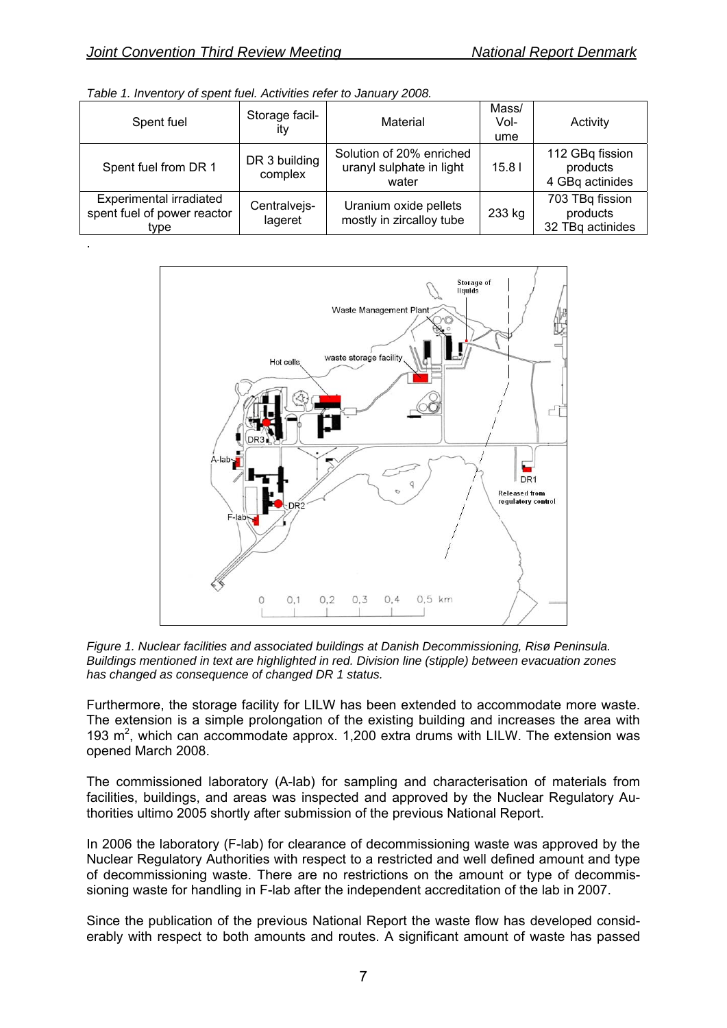*Table 1. Inventory of spent fuel. Activities refer to January 2008.*

| Spent fuel | Storage facility | Material | Mass/ Volume | Activity |
|---|---|---|---|---|
| Spent fuel from DR 1 | DR 3 building complex | Solution of 20% enriched uranyl sulphate in light water | 15.8 l | 112 GBq fission products<br>4 GBq actinides |
| Experimental irradiated spent fuel of power reactor type | Centralvejs-lageret | Uranium oxide pellets mostly in zircalloy tube | 233 kg | 703 TBq fission products<br>32 TBq actinides |

.

*Figure 1. Nuclear facilities and associated buildings at Danish Decommissioning, Risø Peninsula. Buildings mentioned in text are highlighted in red. Division line (stipple) between evacuation zones has changed as consequence of changed DR 1 status.*

Furthermore, the storage facility for LILW has been extended to accommodate more waste. The extension is a simple prolongation of the existing building and increases the area with 193 $m^2$, which can accommodate approx. 1,200 extra drums with LILW. The extension was opened March 2008.

The commissioned laboratory (A-lab) for sampling and characterisation of materials from facilities, buildings, and areas was inspected and approved by the Nuclear Regulatory Authorities ultimo 2005 shortly after submission of the previous National Report.

In 2006 the laboratory (F-lab) for clearance of decommissioning waste was approved by the Nuclear Regulatory Authorities with respect to a restricted and well defined amount and type of decommissioning waste. There are no restrictions on the amount or type of decommissioning waste for handling in F-lab after the independent accreditation of the lab in 2007.

Since the publication of the previous National Report the waste flow has developed considerably with respect to both amounts and routes. A significant amount of waste has passed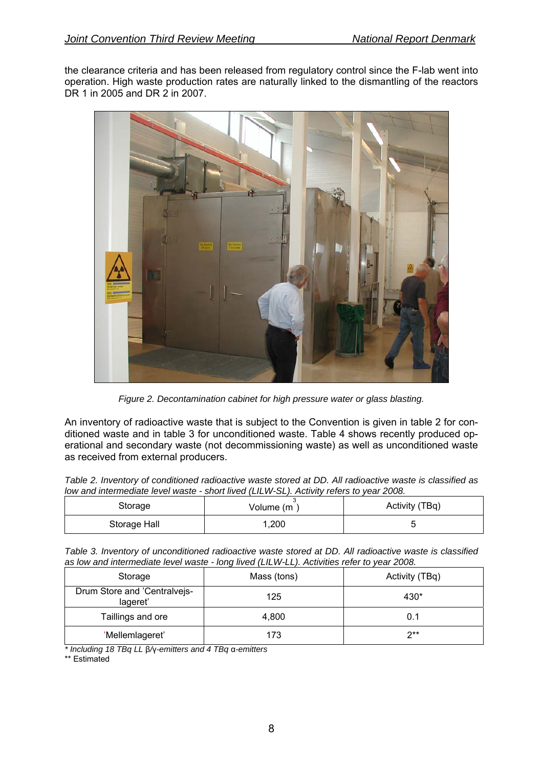the clearance criteria and has been released from regulatory control since the F-lab went into operation. High waste production rates are naturally linked to the dismantling of the reactors DR 1 in 2005 and DR 2 in 2007.

*Figure 2. Decontamination cabinet for high pressure water or glass blasting.*

An inventory of radioactive waste that is subject to the Convention is given in table 2 for conditioned waste and in table 3 for unconditioned waste. Table 4 shows recently produced operational and secondary waste (not decommissioning waste) as well as unconditioned waste as received from external producers.

*Table 2. Inventory of conditioned radioactive waste stored at DD. All radioactive waste is classified as low and intermediate level waste - short lived (LILW-SL). Activity refers to year 2008.*

| Storage | Volume ($m^3$) | Activity (TBq) |
|---|---|---|
| Storage Hall | 1,200 | 5 |

*Table 3. Inventory of unconditioned radioactive waste stored at DD. All radioactive waste is classified as low and intermediate level waste - long lived (LILW-LL). Activities refer to year 2008.*

| Storage | Mass (tons) | Activity (TBq) |
|---|---|---|
| Drum Store and 'Centralvejs-lageret' | 125 | 430* |
| Taillings and ore | 4,800 | 0.1 |
| 'Mellemlageret' | 173 | 2** |

*\* Including 18 TBq LL β/γ-emitters and 4 TBq α-emitters*

** Estimated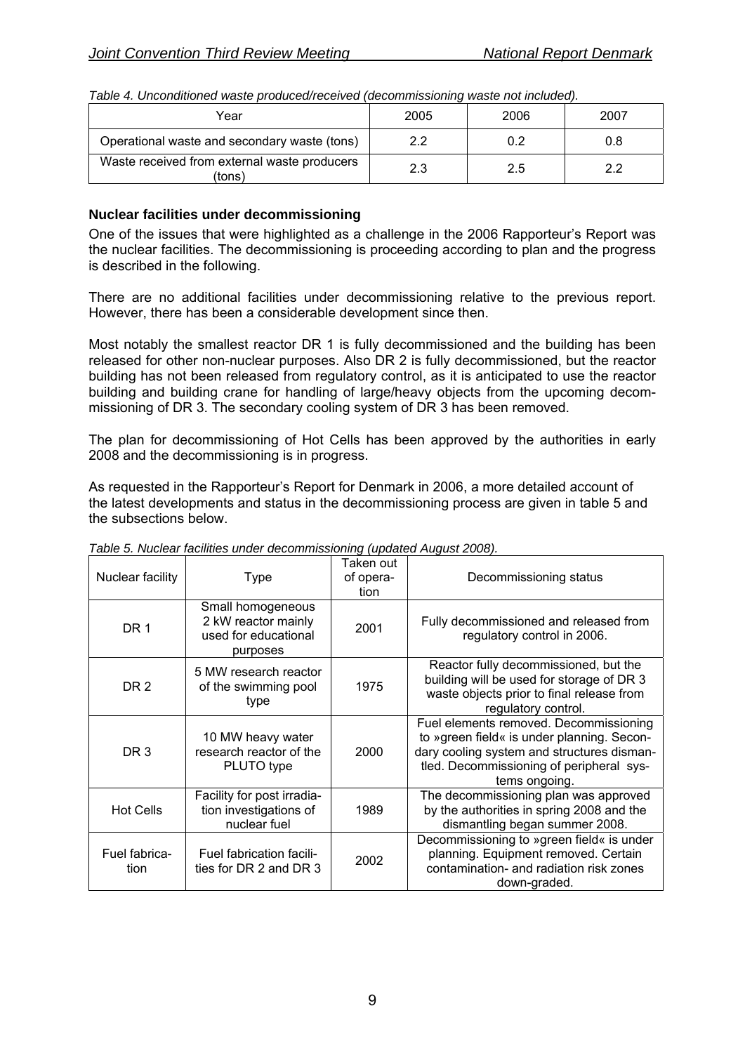*Table 4. Unconditioned waste produced/received (decommissioning waste not included).*

| Year | 2005 | 2006 | 2007 |
|---|---|---|---|
| Operational waste and secondary waste (tons) | 2.2 | 0.2 | 0.8 |
| Waste received from external waste producers (tons) | 2.3 | 2.5 | 2.2 |

**Nuclear facilities under decommissioning**

One of the issues that were highlighted as a challenge in the 2006 Rapporteur's Report was the nuclear facilities. The decommissioning is proceeding according to plan and the progress is described in the following.

There are no additional facilities under decommissioning relative to the previous report. However, there has been a considerable development since then.

Most notably the smallest reactor DR 1 is fully decommissioned and the building has been released for other non-nuclear purposes. Also DR 2 is fully decommissioned, but the reactor building has not been released from regulatory control, as it is anticipated to use the reactor building and building crane for handling of large/heavy objects from the upcoming decommissioning of DR 3. The secondary cooling system of DR 3 has been removed.

The plan for decommissioning of Hot Cells has been approved by the authorities in early 2008 and the decommissioning is in progress.

As requested in the Rapporteur's Report for Denmark in 2006, a more detailed account of the latest developments and status in the decommissioning process are given in table 5 and the subsections below.

*Table 5. Nuclear facilities under decommissioning (updated August 2008).*

| Nuclear facility | Type | Taken out of operation | Decommissioning status |
|---|---|---|---|
| DR 1 | Small homogeneous 2 kW reactor mainly used for educational purposes | 2001 | Fully decommissioned and released from regulatory control in 2006. |
| DR 2 | 5 MW research reactor of the swimming pool type | 1975 | Reactor fully decommissioned, but the building will be used for storage of DR 3 waste objects prior to final release from regulatory control. |
| DR 3 | 10 MW heavy water research reactor of the PLUTO type | 2000 | Fuel elements removed. Decommissioning to »green field« is under planning. Secondary cooling system and structures dismantled. Decommissioning of peripheral systems ongoing. |
| Hot Cells | Facility for post irradiation investigations of nuclear fuel | 1989 | The decommissioning plan was approved by the authorities in spring 2008 and the dismantling began summer 2008. |
| Fuel fabrication | Fuel fabrication facilities for DR 2 and DR 3 | 2002 | Decommissioning to »green field« is under planning. Equipment removed. Certain contamination- and radiation risk zones down-graded. |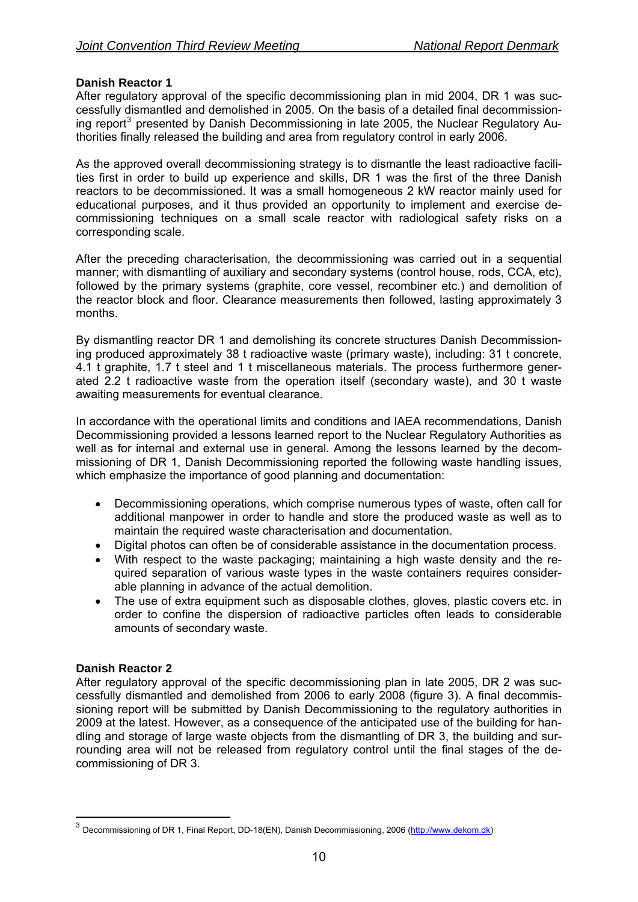### Danish Reactor 1

After regulatory approval of the specific decommissioning plan in mid 2004, DR 1 was successfully dismantled and demolished in 2005. On the basis of a detailed final decommissioning report[3] presented by Danish Decommissioning in late 2005, the Nuclear Regulatory Authorities finally released the building and area from regulatory control in early 2006.

As the approved overall decommissioning strategy is to dismantle the least radioactive facilities first in order to build up experience and skills, DR 1 was the first of the three Danish reactors to be decommissioned. It was a small homogeneous 2 kW reactor mainly used for educational purposes, and it thus provided an opportunity to implement and exercise decommissioning techniques on a small scale reactor with radiological safety risks on a corresponding scale.

After the preceding characterisation, the decommissioning was carried out in a sequential manner; with dismantling of auxiliary and secondary systems (control house, rods, CCA, etc), followed by the primary systems (graphite, core vessel, recombiner etc.) and demolition of the reactor block and floor. Clearance measurements then followed, lasting approximately 3 months.

By dismantling reactor DR 1 and demolishing its concrete structures Danish Decommissioning produced approximately 38 t radioactive waste (primary waste), including: 31 t concrete, 4.1 t graphite, 1.7 t steel and 1 t miscellaneous materials. The process furthermore generated 2.2 t radioactive waste from the operation itself (secondary waste), and 30 t waste awaiting measurements for eventual clearance.

In accordance with the operational limits and conditions and IAEA recommendations, Danish Decommissioning provided a lessons learned report to the Nuclear Regulatory Authorities as well as for internal and external use in general. Among the lessons learned by the decommissioning of DR 1, Danish Decommissioning reported the following waste handling issues, which emphasize the importance of good planning and documentation:

- Decommissioning operations, which comprise numerous types of waste, often call for additional manpower in order to handle and store the produced waste as well as to maintain the required waste characterisation and documentation.
- Digital photos can often be of considerable assistance in the documentation process.
- With respect to the waste packaging; maintaining a high waste density and the required separation of various waste types in the waste containers requires considerable planning in advance of the actual demolition.
- The use of extra equipment such as disposable clothes, gloves, plastic covers etc. in order to confine the dispersion of radioactive particles often leads to considerable amounts of secondary waste.

### Danish Reactor 2

After regulatory approval of the specific decommissioning plan in late 2005, DR 2 was successfully dismantled and demolished from 2006 to early 2008 (figure 3). A final decommissioning report will be submitted by Danish Decommissioning to the regulatory authorities in 2009 at the latest. However, as a consequence of the anticipated use of the building for handling and storage of large waste objects from the dismantling of DR 3, the building and surrounding area will not be released from regulatory control until the final stages of the decommissioning of DR 3.

---

[3] Decommissioning of DR 1, Final Report, DD-18(EN), Danish Decommissioning, 2006 (http://www.dekom.dk)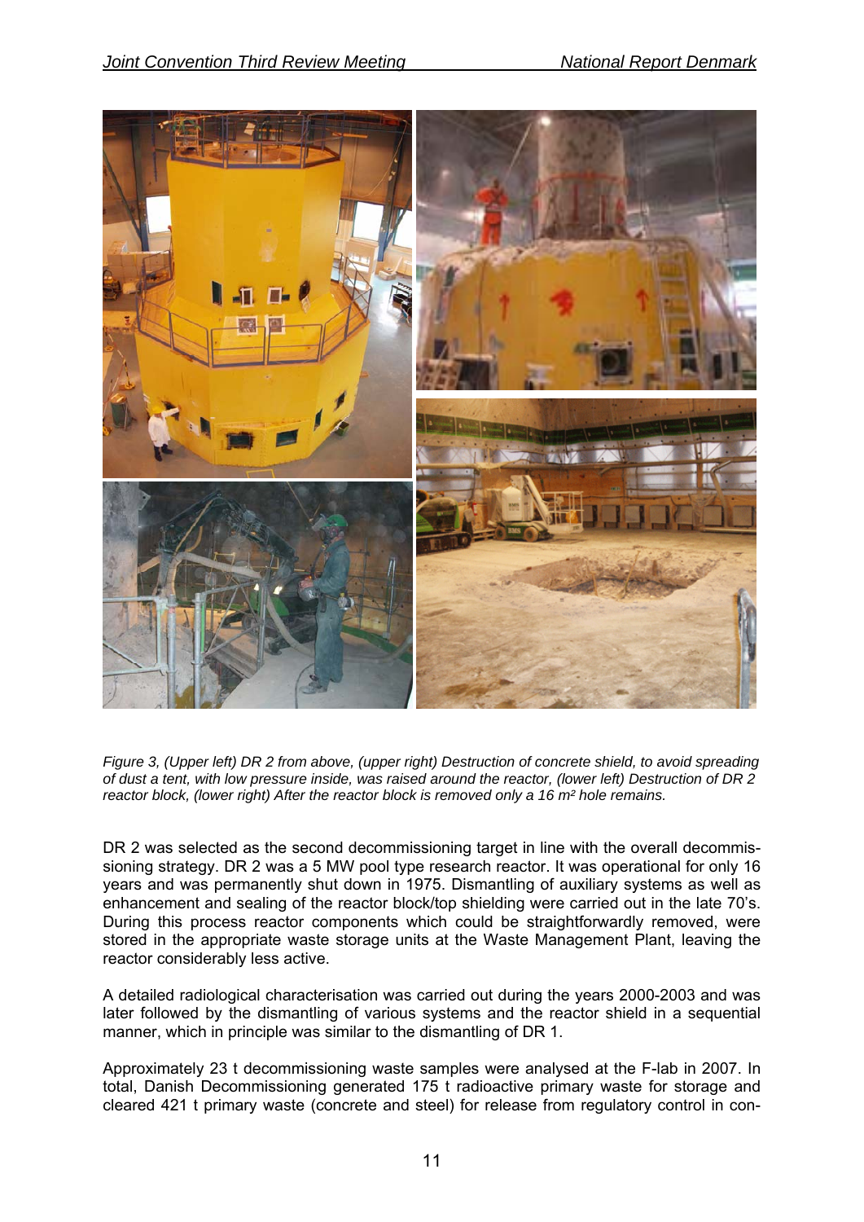*Figure 3, (Upper left) DR 2 from above, (upper right) Destruction of concrete shield, to avoid spreading of dust a tent, with low pressure inside, was raised around the reactor, (lower left) Destruction of DR 2 reactor block, (lower right) After the reactor block is removed only a 16 m² hole remains.*

DR 2 was selected as the second decommissioning target in line with the overall decommissioning strategy. DR 2 was a 5 MW pool type research reactor. It was operational for only 16 years and was permanently shut down in 1975. Dismantling of auxiliary systems as well as enhancement and sealing of the reactor block/top shielding were carried out in the late 70's. During this process reactor components which could be straightforwardly removed, were stored in the appropriate waste storage units at the Waste Management Plant, leaving the reactor considerably less active.

A detailed radiological characterisation was carried out during the years 2000-2003 and was later followed by the dismantling of various systems and the reactor shield in a sequential manner, which in principle was similar to the dismantling of DR 1.

Approximately 23 t decommissioning waste samples were analysed at the F-lab in 2007. In total, Danish Decommissioning generated 175 t radioactive primary waste for storage and cleared 421 t primary waste (concrete and steel) for release from regulatory control in con-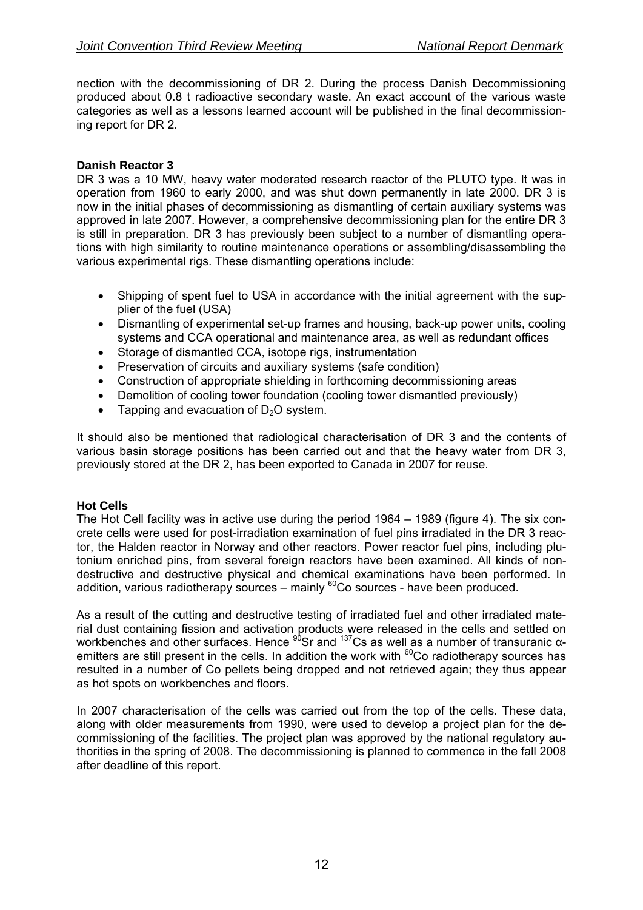nection with the decommissioning of DR 2. During the process Danish Decommissioning produced about 0.8 t radioactive secondary waste. An exact account of the various waste categories as well as a lessons learned account will be published in the final decommissioning report for DR 2.

**Danish Reactor 3**

DR 3 was a 10 MW, heavy water moderated research reactor of the PLUTO type. It was in operation from 1960 to early 2000, and was shut down permanently in late 2000. DR 3 is now in the initial phases of decommissioning as dismantling of certain auxiliary systems was approved in late 2007. However, a comprehensive decommissioning plan for the entire DR 3 is still in preparation. DR 3 has previously been subject to a number of dismantling operations with high similarity to routine maintenance operations or assembling/disassembling the various experimental rigs. These dismantling operations include:

- Shipping of spent fuel to USA in accordance with the initial agreement with the supplier of the fuel (USA)
- Dismantling of experimental set-up frames and housing, back-up power units, cooling systems and CCA operational and maintenance area, as well as redundant offices
- Storage of dismantled CCA, isotope rigs, instrumentation
- Preservation of circuits and auxiliary systems (safe condition)
- Construction of appropriate shielding in forthcoming decommissioning areas
- Demolition of cooling tower foundation (cooling tower dismantled previously)
- Tapping and evacuation of $D_2O$ system.

It should also be mentioned that radiological characterisation of DR 3 and the contents of various basin storage positions has been carried out and that the heavy water from DR 3, previously stored at the DR 2, has been exported to Canada in 2007 for reuse.

**Hot Cells**

The Hot Cell facility was in active use during the period 1964 – 1989 (figure 4). The six concrete cells were used for post-irradiation examination of fuel pins irradiated in the DR 3 reactor, the Halden reactor in Norway and other reactors. Power reactor fuel pins, including plutonium enriched pins, from several foreign reactors have been examined. All kinds of non-destructive and destructive physical and chemical examinations have been performed. In addition, various radiotherapy sources – mainly $^{60}$Co sources - have been produced.

As a result of the cutting and destructive testing of irradiated fuel and other irradiated material dust containing fission and activation products were released in the cells and settled on workbenches and other surfaces. Hence $^{90}$Sr and $^{137}$Cs as well as a number of transuranic α-emitters are still present in the cells. In addition the work with $^{60}$Co radiotherapy sources has resulted in a number of Co pellets being dropped and not retrieved again; they thus appear as hot spots on workbenches and floors.

In 2007 characterisation of the cells was carried out from the top of the cells. These data, along with older measurements from 1990, were used to develop a project plan for the decommissioning of the facilities. The project plan was approved by the national regulatory authorities in the spring of 2008. The decommissioning is planned to commence in the fall 2008 after deadline of this report.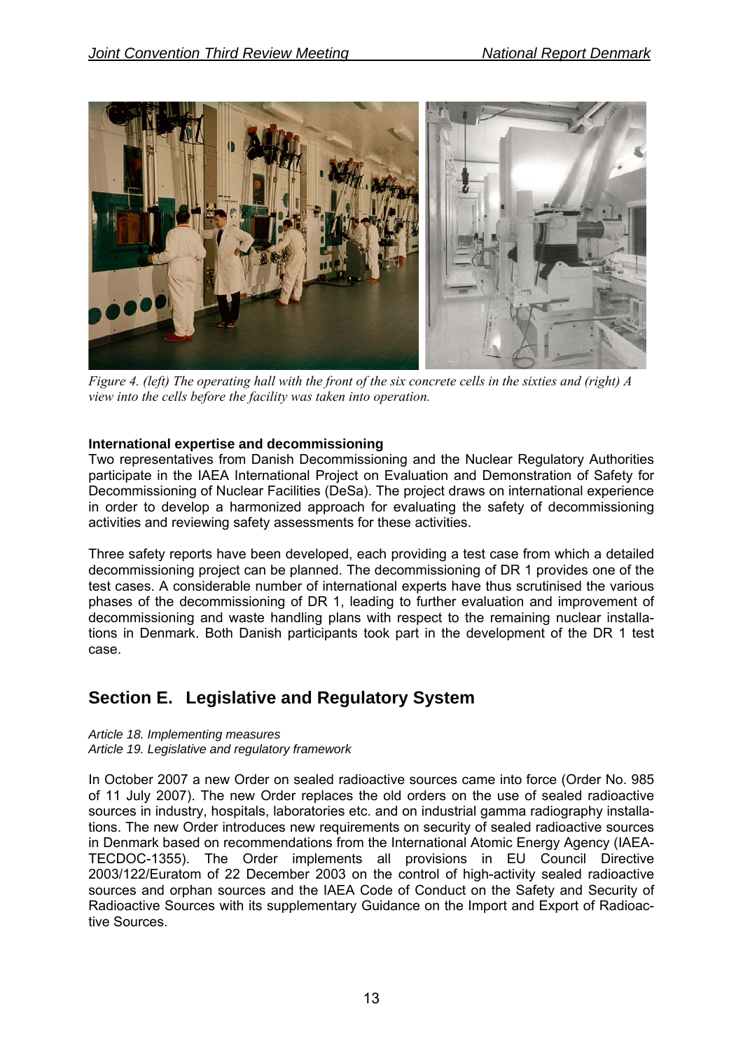*Figure 4. (left) The operating hall with the front of the six concrete cells in the sixties and (right) A view into the cells before the facility was taken into operation.*

**International expertise and decommissioning**

Two representatives from Danish Decommissioning and the Nuclear Regulatory Authorities participate in the IAEA International Project on Evaluation and Demonstration of Safety for Decommissioning of Nuclear Facilities (DeSa). The project draws on international experience in order to develop a harmonized approach for evaluating the safety of decommissioning activities and reviewing safety assessments for these activities.

Three safety reports have been developed, each providing a test case from which a detailed decommissioning project can be planned. The decommissioning of DR 1 provides one of the test cases. A considerable number of international experts have thus scrutinised the various phases of the decommissioning of DR 1, leading to further evaluation and improvement of decommissioning and waste handling plans with respect to the remaining nuclear installations in Denmark. Both Danish participants took part in the development of the DR 1 test case.

## Section E. Legislative and Regulatory System

*Article 18. Implementing measures*
*Article 19. Legislative and regulatory framework*

In October 2007 a new Order on sealed radioactive sources came into force (Order No. 985 of 11 July 2007). The new Order replaces the old orders on the use of sealed radioactive sources in industry, hospitals, laboratories etc. and on industrial gamma radiography installations. The new Order introduces new requirements on security of sealed radioactive sources in Denmark based on recommendations from the International Atomic Energy Agency (IAEA-TECDOC-1355). The Order implements all provisions in EU Council Directive 2003/122/Euratom of 22 December 2003 on the control of high-activity sealed radioactive sources and orphan sources and the IAEA Code of Conduct on the Safety and Security of Radioactive Sources with its supplementary Guidance on the Import and Export of Radioactive Sources.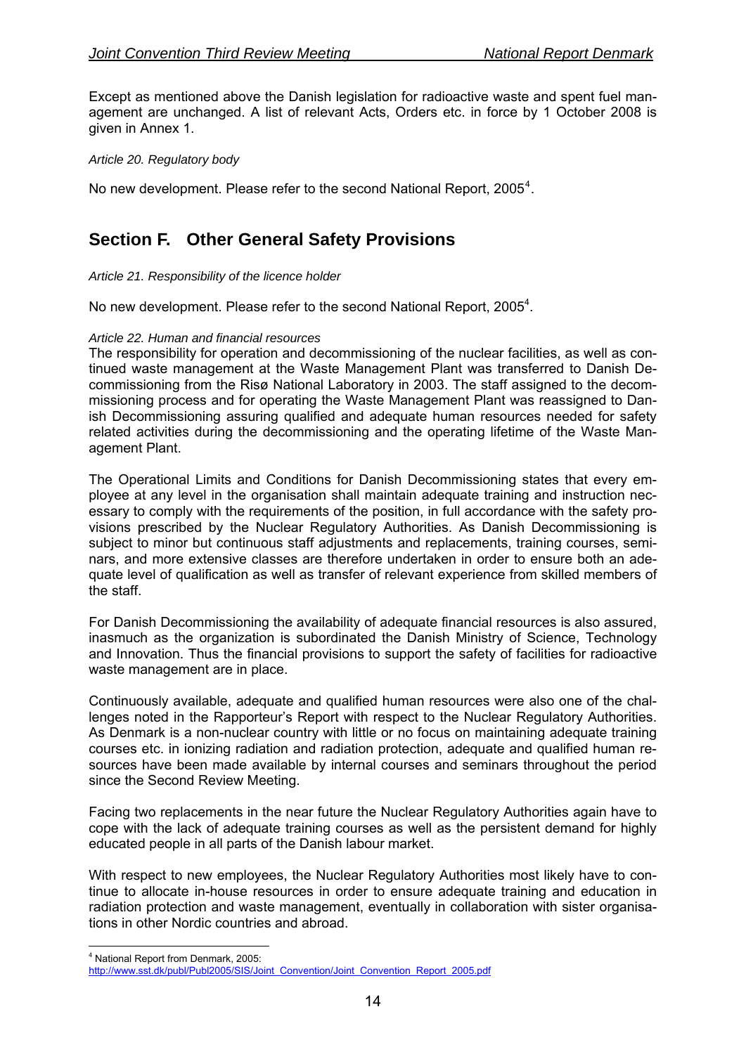Except as mentioned above the Danish legislation for radioactive waste and spent fuel management are unchanged. A list of relevant Acts, Orders etc. in force by 1 October 2008 is given in Annex 1.

*Article 20. Regulatory body*

No new development. Please refer to the second National Report, 2005[4].

## Section F. Other General Safety Provisions

*Article 21. Responsibility of the licence holder*

No new development. Please refer to the second National Report, 2005[4].

*Article 22. Human and financial resources*

The responsibility for operation and decommissioning of the nuclear facilities, as well as continued waste management at the Waste Management Plant was transferred to Danish Decommissioning from the Risø National Laboratory in 2003. The staff assigned to the decommissioning process and for operating the Waste Management Plant was reassigned to Danish Decommissioning assuring qualified and adequate human resources needed for safety related activities during the decommissioning and the operating lifetime of the Waste Management Plant.

The Operational Limits and Conditions for Danish Decommissioning states that every employee at any level in the organisation shall maintain adequate training and instruction necessary to comply with the requirements of the position, in full accordance with the safety provisions prescribed by the Nuclear Regulatory Authorities. As Danish Decommissioning is subject to minor but continuous staff adjustments and replacements, training courses, seminars, and more extensive classes are therefore undertaken in order to ensure both an adequate level of qualification as well as transfer of relevant experience from skilled members of the staff.

For Danish Decommissioning the availability of adequate financial resources is also assured, inasmuch as the organization is subordinated the Danish Ministry of Science, Technology and Innovation. Thus the financial provisions to support the safety of facilities for radioactive waste management are in place.

Continuously available, adequate and qualified human resources were also one of the challenges noted in the Rapporteur's Report with respect to the Nuclear Regulatory Authorities. As Denmark is a non-nuclear country with little or no focus on maintaining adequate training courses etc. in ionizing radiation and radiation protection, adequate and qualified human resources have been made available by internal courses and seminars throughout the period since the Second Review Meeting.

Facing two replacements in the near future the Nuclear Regulatory Authorities again have to cope with the lack of adequate training courses as well as the persistent demand for highly educated people in all parts of the Danish labour market.

With respect to new employees, the Nuclear Regulatory Authorities most likely have to continue to allocate in-house resources in order to ensure adequate training and education in radiation protection and waste management, eventually in collaboration with sister organisations in other Nordic countries and abroad.

---

[4] National Report from Denmark, 2005: http://www.sst.dk/publ/Publ2005/SIS/Joint_Convention/Joint_Convention_Report_2005.pdf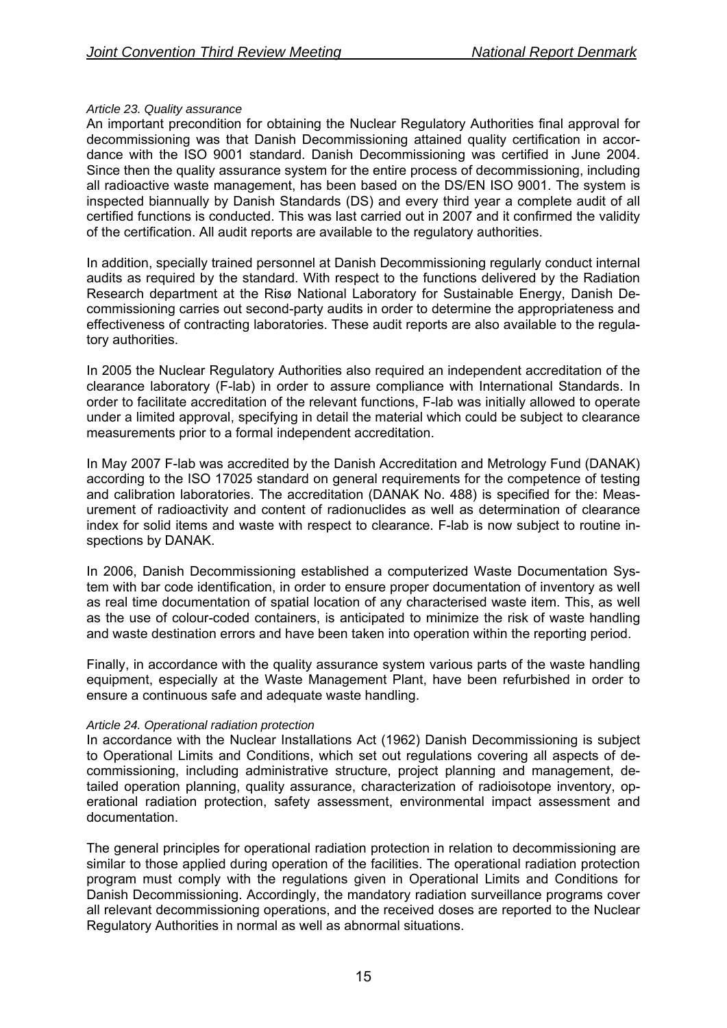*Article 23. Quality assurance*

An important precondition for obtaining the Nuclear Regulatory Authorities final approval for decommissioning was that Danish Decommissioning attained quality certification in accordance with the ISO 9001 standard. Danish Decommissioning was certified in June 2004. Since then the quality assurance system for the entire process of decommissioning, including all radioactive waste management, has been based on the DS/EN ISO 9001. The system is inspected biannually by Danish Standards (DS) and every third year a complete audit of all certified functions is conducted. This was last carried out in 2007 and it confirmed the validity of the certification. All audit reports are available to the regulatory authorities.

In addition, specially trained personnel at Danish Decommissioning regularly conduct internal audits as required by the standard. With respect to the functions delivered by the Radiation Research department at the Risø National Laboratory for Sustainable Energy, Danish Decommissioning carries out second-party audits in order to determine the appropriateness and effectiveness of contracting laboratories. These audit reports are also available to the regulatory authorities.

In 2005 the Nuclear Regulatory Authorities also required an independent accreditation of the clearance laboratory (F-lab) in order to assure compliance with International Standards. In order to facilitate accreditation of the relevant functions, F-lab was initially allowed to operate under a limited approval, specifying in detail the material which could be subject to clearance measurements prior to a formal independent accreditation.

In May 2007 F-lab was accredited by the Danish Accreditation and Metrology Fund (DANAK) according to the ISO 17025 standard on general requirements for the competence of testing and calibration laboratories. The accreditation (DANAK No. 488) is specified for the: Measurement of radioactivity and content of radionuclides as well as determination of clearance index for solid items and waste with respect to clearance. F-lab is now subject to routine inspections by DANAK.

In 2006, Danish Decommissioning established a computerized Waste Documentation System with bar code identification, in order to ensure proper documentation of inventory as well as real time documentation of spatial location of any characterised waste item. This, as well as the use of colour-coded containers, is anticipated to minimize the risk of waste handling and waste destination errors and have been taken into operation within the reporting period.

Finally, in accordance with the quality assurance system various parts of the waste handling equipment, especially at the Waste Management Plant, have been refurbished in order to ensure a continuous safe and adequate waste handling.

*Article 24. Operational radiation protection*

In accordance with the Nuclear Installations Act (1962) Danish Decommissioning is subject to Operational Limits and Conditions, which set out regulations covering all aspects of decommissioning, including administrative structure, project planning and management, detailed operation planning, quality assurance, characterization of radioisotope inventory, operational radiation protection, safety assessment, environmental impact assessment and documentation.

The general principles for operational radiation protection in relation to decommissioning are similar to those applied during operation of the facilities. The operational radiation protection program must comply with the regulations given in Operational Limits and Conditions for Danish Decommissioning. Accordingly, the mandatory radiation surveillance programs cover all relevant decommissioning operations, and the received doses are reported to the Nuclear Regulatory Authorities in normal as well as abnormal situations.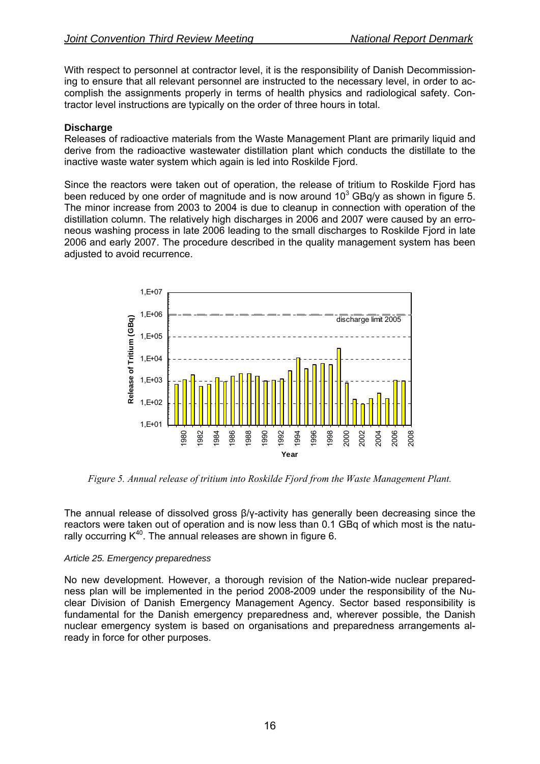With respect to personnel at contractor level, it is the responsibility of Danish Decommissioning to ensure that all relevant personnel are instructed to the necessary level, in order to accomplish the assignments properly in terms of health physics and radiological safety. Contractor level instructions are typically on the order of three hours in total.

**Discharge**

Releases of radioactive materials from the Waste Management Plant are primarily liquid and derive from the radioactive wastewater distillation plant which conducts the distillate to the inactive waste water system which again is led into Roskilde Fjord.

Since the reactors were taken out of operation, the release of tritium to Roskilde Fjord has been reduced by one order of magnitude and is now around $10^3$ GBq/y as shown in figure 5. The minor increase from 2003 to 2004 is due to cleanup in connection with operation of the distillation column. The relatively high discharges in 2006 and 2007 were caused by an erroneous washing process in late 2006 leading to the small discharges to Roskilde Fjord in late 2006 and early 2007. The procedure described in the quality management system has been adjusted to avoid recurrence.

*Figure 5. Annual release of tritium into Roskilde Fjord from the Waste Management Plant.*

The annual release of dissolved gross β/γ-activity has generally been decreasing since the reactors were taken out of operation and is now less than 0.1 GBq of which most is the naturally occurring $K^{40}$. The annual releases are shown in figure 6.

*Article 25. Emergency preparedness*

No new development. However, a thorough revision of the Nation-wide nuclear preparedness plan will be implemented in the period 2008-2009 under the responsibility of the Nuclear Division of Danish Emergency Management Agency. Sector based responsibility is fundamental for the Danish emergency preparedness and, wherever possible, the Danish nuclear emergency system is based on organisations and preparedness arrangements already in force for other purposes.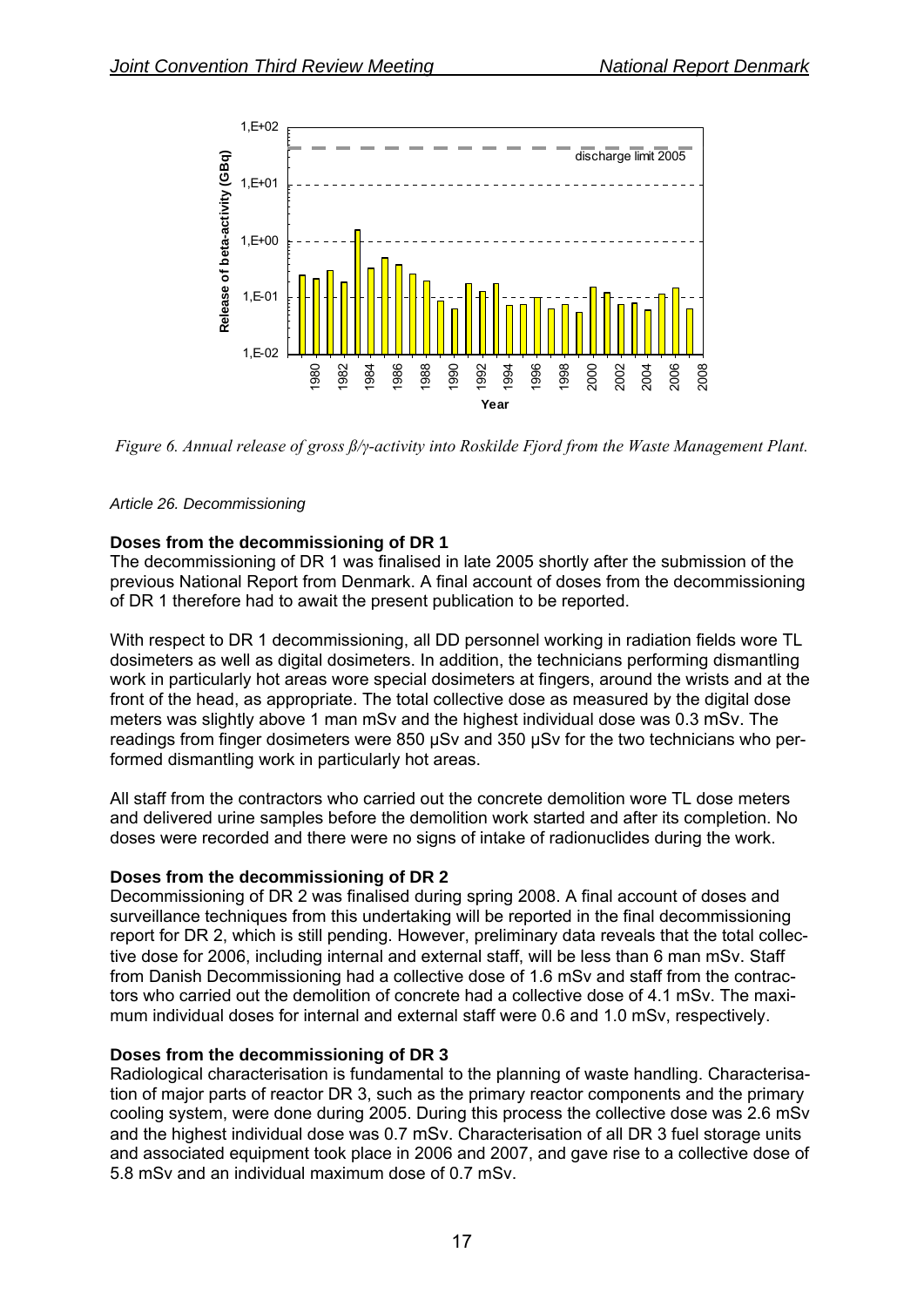*Figure 6. Annual release of gross β/γ-activity into Roskilde Fjord from the Waste Management Plant.*

*Article 26. Decommissioning*

**Doses from the decommissioning of DR 1**

The decommissioning of DR 1 was finalised in late 2005 shortly after the submission of the previous National Report from Denmark. A final account of doses from the decommissioning of DR 1 therefore had to await the present publication to be reported.

With respect to DR 1 decommissioning, all DD personnel working in radiation fields wore TL dosimeters as well as digital dosimeters. In addition, the technicians performing dismantling work in particularly hot areas wore special dosimeters at fingers, around the wrists and at the front of the head, as appropriate. The total collective dose as measured by the digital dose meters was slightly above 1 man mSv and the highest individual dose was 0.3 mSv. The readings from finger dosimeters were 850 μSv and 350 μSv for the two technicians who performed dismantling work in particularly hot areas.

All staff from the contractors who carried out the concrete demolition wore TL dose meters and delivered urine samples before the demolition work started and after its completion. No doses were recorded and there were no signs of intake of radionuclides during the work.

**Doses from the decommissioning of DR 2**

Decommissioning of DR 2 was finalised during spring 2008. A final account of doses and surveillance techniques from this undertaking will be reported in the final decommissioning report for DR 2, which is still pending. However, preliminary data reveals that the total collective dose for 2006, including internal and external staff, will be less than 6 man mSv. Staff from Danish Decommissioning had a collective dose of 1.6 mSv and staff from the contractors who carried out the demolition of concrete had a collective dose of 4.1 mSv. The maximum individual doses for internal and external staff were 0.6 and 1.0 mSv, respectively.

**Doses from the decommissioning of DR 3**

Radiological characterisation is fundamental to the planning of waste handling. Characterisation of major parts of reactor DR 3, such as the primary reactor components and the primary cooling system, were done during 2005. During this process the collective dose was 2.6 mSv and the highest individual dose was 0.7 mSv. Characterisation of all DR 3 fuel storage units and associated equipment took place in 2006 and 2007, and gave rise to a collective dose of 5.8 mSv and an individual maximum dose of 0.7 mSv.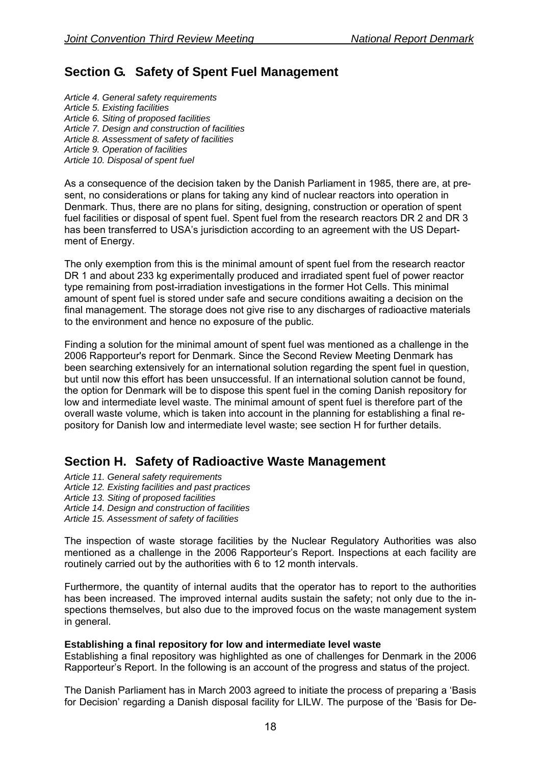## Section G. Safety of Spent Fuel Management

*Article 4. General safety requirements*
*Article 5. Existing facilities*
*Article 6. Siting of proposed facilities*
*Article 7. Design and construction of facilities*
*Article 8. Assessment of safety of facilities*
*Article 9. Operation of facilities*
*Article 10. Disposal of spent fuel*

As a consequence of the decision taken by the Danish Parliament in 1985, there are, at present, no considerations or plans for taking any kind of nuclear reactors into operation in Denmark. Thus, there are no plans for siting, designing, construction or operation of spent fuel facilities or disposal of spent fuel. Spent fuel from the research reactors DR 2 and DR 3 has been transferred to USA's jurisdiction according to an agreement with the US Department of Energy.

The only exemption from this is the minimal amount of spent fuel from the research reactor DR 1 and about 233 kg experimentally produced and irradiated spent fuel of power reactor type remaining from post-irradiation investigations in the former Hot Cells. This minimal amount of spent fuel is stored under safe and secure conditions awaiting a decision on the final management. The storage does not give rise to any discharges of radioactive materials to the environment and hence no exposure of the public.

Finding a solution for the minimal amount of spent fuel was mentioned as a challenge in the 2006 Rapporteur's report for Denmark. Since the Second Review Meeting Denmark has been searching extensively for an international solution regarding the spent fuel in question, but until now this effort has been unsuccessful. If an international solution cannot be found, the option for Denmark will be to dispose this spent fuel in the coming Danish repository for low and intermediate level waste. The minimal amount of spent fuel is therefore part of the overall waste volume, which is taken into account in the planning for establishing a final repository for Danish low and intermediate level waste; see section H for further details.

## Section H. Safety of Radioactive Waste Management

*Article 11. General safety requirements*
*Article 12. Existing facilities and past practices*
*Article 13. Siting of proposed facilities*
*Article 14. Design and construction of facilities*
*Article 15. Assessment of safety of facilities*

The inspection of waste storage facilities by the Nuclear Regulatory Authorities was also mentioned as a challenge in the 2006 Rapporteur's Report. Inspections at each facility are routinely carried out by the authorities with 6 to 12 month intervals.

Furthermore, the quantity of internal audits that the operator has to report to the authorities has been increased. The improved internal audits sustain the safety; not only due to the inspections themselves, but also due to the improved focus on the waste management system in general.

**Establishing a final repository for low and intermediate level waste**

Establishing a final repository was highlighted as one of challenges for Denmark in the 2006 Rapporteur's Report. In the following is an account of the progress and status of the project.

The Danish Parliament has in March 2003 agreed to initiate the process of preparing a 'Basis for Decision' regarding a Danish disposal facility for LILW. The purpose of the 'Basis for De-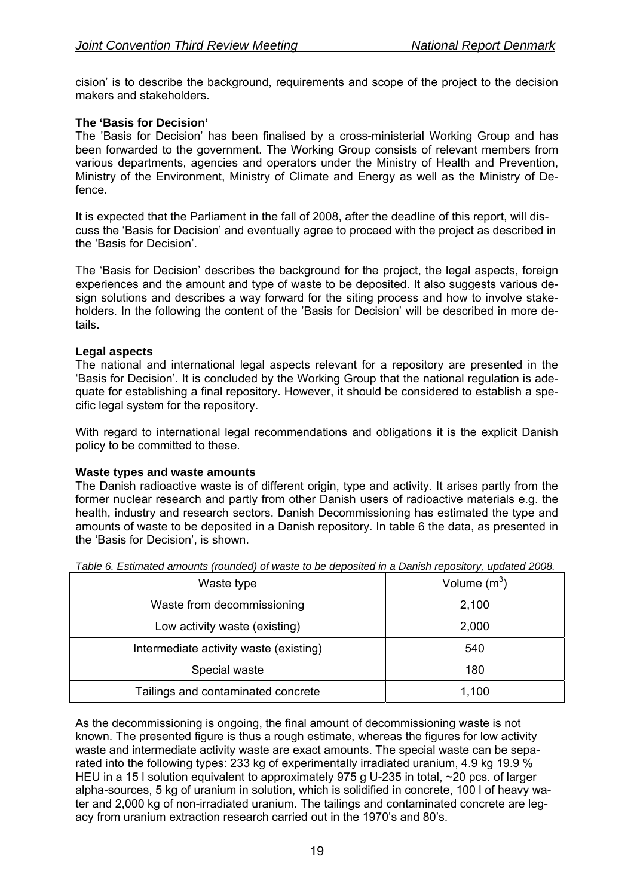cision' is to describe the background, requirements and scope of the project to the decision makers and stakeholders.

**The 'Basis for Decision'**

The 'Basis for Decision' has been finalised by a cross-ministerial Working Group and has been forwarded to the government. The Working Group consists of relevant members from various departments, agencies and operators under the Ministry of Health and Prevention, Ministry of the Environment, Ministry of Climate and Energy as well as the Ministry of Defence.

It is expected that the Parliament in the fall of 2008, after the deadline of this report, will discuss the 'Basis for Decision' and eventually agree to proceed with the project as described in the 'Basis for Decision'.

The 'Basis for Decision' describes the background for the project, the legal aspects, foreign experiences and the amount and type of waste to be deposited. It also suggests various design solutions and describes a way forward for the siting process and how to involve stakeholders. In the following the content of the 'Basis for Decision' will be described in more details.

**Legal aspects**

The national and international legal aspects relevant for a repository are presented in the 'Basis for Decision'. It is concluded by the Working Group that the national regulation is adequate for establishing a final repository. However, it should be considered to establish a specific legal system for the repository.

With regard to international legal recommendations and obligations it is the explicit Danish policy to be committed to these.

**Waste types and waste amounts**

The Danish radioactive waste is of different origin, type and activity. It arises partly from the former nuclear research and partly from other Danish users of radioactive materials e.g. the health, industry and research sectors. Danish Decommissioning has estimated the type and amounts of waste to be deposited in a Danish repository. In table 6 the data, as presented in the 'Basis for Decision', is shown.

*Table 6. Estimated amounts (rounded) of waste to be deposited in a Danish repository, updated 2008.*

| Waste type | Volume ($m^3$) |
|---|---|
| Waste from decommissioning | 2,100 |
| Low activity waste (existing) | 2,000 |
| Intermediate activity waste (existing) | 540 |
| Special waste | 180 |
| Tailings and contaminated concrete | 1,100 |

As the decommissioning is ongoing, the final amount of decommissioning waste is not known. The presented figure is thus a rough estimate, whereas the figures for low activity waste and intermediate activity waste are exact amounts. The special waste can be separated into the following types: 233 kg of experimentally irradiated uranium, 4.9 kg 19.9 % HEU in a 15 l solution equivalent to approximately 975 g U-235 in total, ~20 pcs. of larger alpha-sources, 5 kg of uranium in solution, which is solidified in concrete, 100 l of heavy water and 2,000 kg of non-irradiated uranium. The tailings and contaminated concrete are legacy from uranium extraction research carried out in the 1970's and 80's.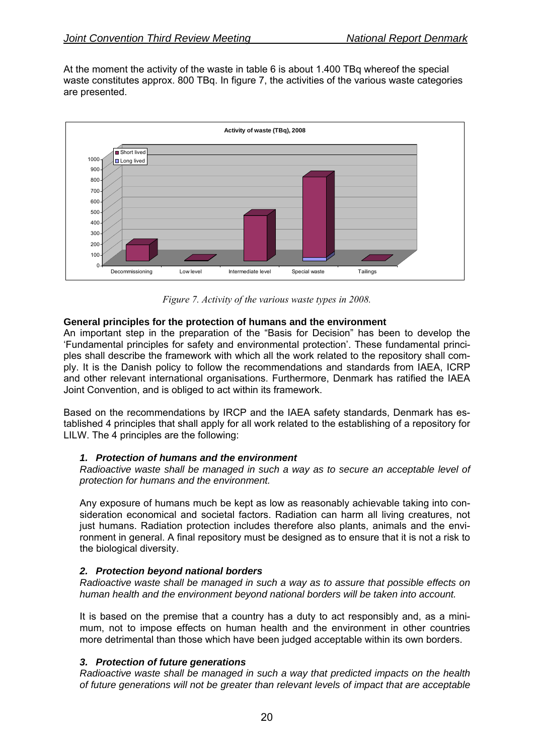At the moment the activity of the waste in table 6 is about 1.400 TBq whereof the special waste constitutes approx. 800 TBq. In figure 7, the activities of the various waste categories are presented.

*Figure 7. Activity of the various waste types in 2008.*

**General principles for the protection of humans and the environment**

An important step in the preparation of the "Basis for Decision" has been to develop the 'Fundamental principles for safety and environmental protection'. These fundamental principles shall describe the framework with which all the work related to the repository shall comply. It is the Danish policy to follow the recommendations and standards from IAEA, ICRP and other relevant international organisations. Furthermore, Denmark has ratified the IAEA Joint Convention, and is obliged to act within its framework.

Based on the recommendations by IRCP and the IAEA safety standards, Denmark has established 4 principles that shall apply for all work related to the establishing of a repository for LILW. The 4 principles are the following:

***1. Protection of humans and the environment***

*Radioactive waste shall be managed in such a way as to secure an acceptable level of protection for humans and the environment.*

Any exposure of humans much be kept as low as reasonably achievable taking into consideration economical and societal factors. Radiation can harm all living creatures, not just humans. Radiation protection includes therefore also plants, animals and the environment in general. A final repository must be designed as to ensure that it is not a risk to the biological diversity.

***2. Protection beyond national borders***

*Radioactive waste shall be managed in such a way as to assure that possible effects on human health and the environment beyond national borders will be taken into account.*

It is based on the premise that a country has a duty to act responsibly and, as a minimum, not to impose effects on human health and the environment in other countries more detrimental than those which have been judged acceptable within its own borders.

***3. Protection of future generations***

*Radioactive waste shall be managed in such a way that predicted impacts on the health of future generations will not be greater than relevant levels of impact that are acceptable*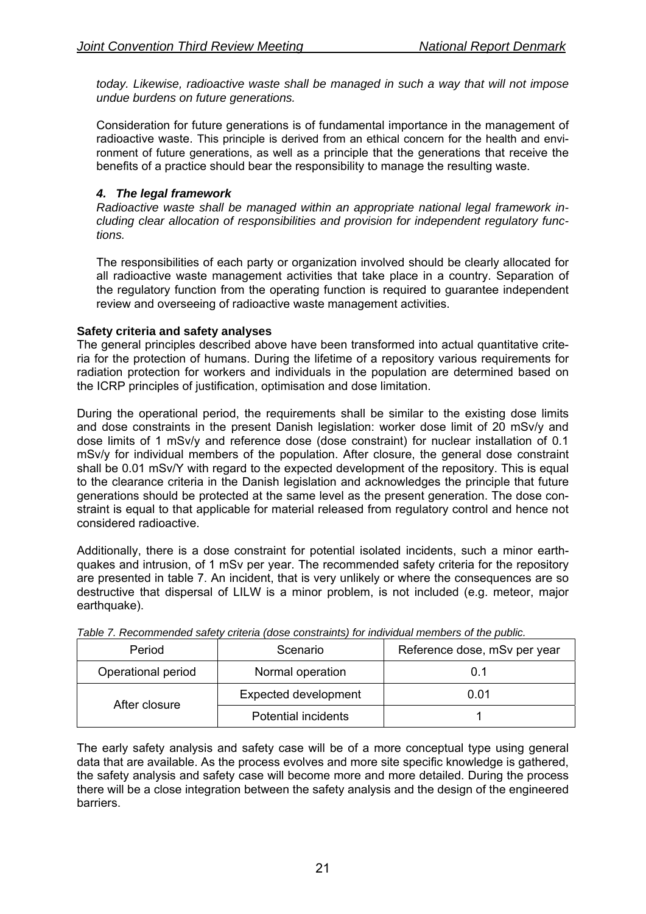*today. Likewise, radioactive waste shall be managed in such a way that will not impose undue burdens on future generations.*

Consideration for future generations is of fundamental importance in the management of radioactive waste. This principle is derived from an ethical concern for the health and environment of future generations, as well as a principle that the generations that receive the benefits of a practice should bear the responsibility to manage the resulting waste.

#### *4. The legal framework*

*Radioactive waste shall be managed within an appropriate national legal framework including clear allocation of responsibilities and provision for independent regulatory functions.*

The responsibilities of each party or organization involved should be clearly allocated for all radioactive waste management activities that take place in a country. Separation of the regulatory function from the operating function is required to guarantee independent review and overseeing of radioactive waste management activities.

**Safety criteria and safety analyses**

The general principles described above have been transformed into actual quantitative criteria for the protection of humans. During the lifetime of a repository various requirements for radiation protection for workers and individuals in the population are determined based on the ICRP principles of justification, optimisation and dose limitation.

During the operational period, the requirements shall be similar to the existing dose limits and dose constraints in the present Danish legislation: worker dose limit of 20 mSv/y and dose limits of 1 mSv/y and reference dose (dose constraint) for nuclear installation of 0.1 mSv/y for individual members of the population. After closure, the general dose constraint shall be 0.01 mSv/Y with regard to the expected development of the repository. This is equal to the clearance criteria in the Danish legislation and acknowledges the principle that future generations should be protected at the same level as the present generation. The dose constraint is equal to that applicable for material released from regulatory control and hence not considered radioactive.

Additionally, there is a dose constraint for potential isolated incidents, such a minor earthquakes and intrusion, of 1 mSv per year. The recommended safety criteria for the repository are presented in table 7. An incident, that is very unlikely or where the consequences are so destructive that dispersal of LILW is a minor problem, is not included (e.g. meteor, major earthquake).

*Table 7. Recommended safety criteria (dose constraints) for individual members of the public.*

| Period | Scenario | Reference dose, mSv per year |
|---|---|---|
| Operational period | Normal operation | 0.1 |
| After closure | Expected development | 0.01 |
| | Potential incidents | 1 |

The early safety analysis and safety case will be of a more conceptual type using general data that are available. As the process evolves and more site specific knowledge is gathered, the safety analysis and safety case will become more and more detailed. During the process there will be a close integration between the safety analysis and the design of the engineered barriers.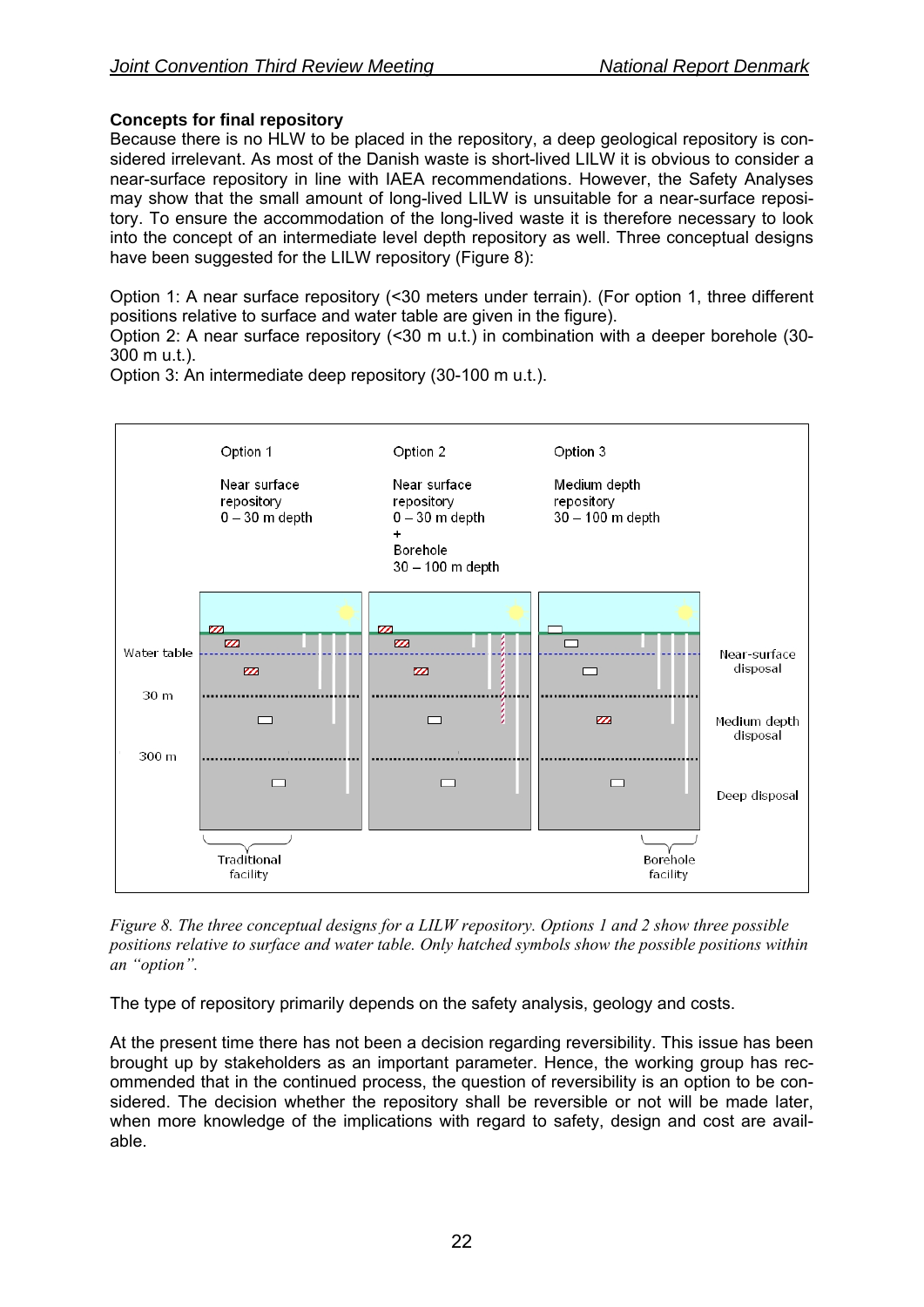**Concepts for final repository**

Because there is no HLW to be placed in the repository, a deep geological repository is considered irrelevant. As most of the Danish waste is short-lived LILW it is obvious to consider a near-surface repository in line with IAEA recommendations. However, the Safety Analyses may show that the small amount of long-lived LILW is unsuitable for a near-surface repository. To ensure the accommodation of the long-lived waste it is therefore necessary to look into the concept of an intermediate level depth repository as well. Three conceptual designs have been suggested for the LILW repository (Figure 8):

Option 1: A near surface repository (<30 meters under terrain). (For option 1, three different positions relative to surface and water table are given in the figure).
Option 2: A near surface repository (<30 m u.t.) in combination with a deeper borehole (30-300 m u.t.).
Option 3: An intermediate deep repository (30-100 m u.t.).

*Figure 8. The three conceptual designs for a LILW repository. Options 1 and 2 show three possible positions relative to surface and water table. Only hatched symbols show the possible positions within an "option".*

The type of repository primarily depends on the safety analysis, geology and costs.

At the present time there has not been a decision regarding reversibility. This issue has been brought up by stakeholders as an important parameter. Hence, the working group has recommended that in the continued process, the question of reversibility is an option to be considered. The decision whether the repository shall be reversible or not will be made later, when more knowledge of the implications with regard to safety, design and cost are available.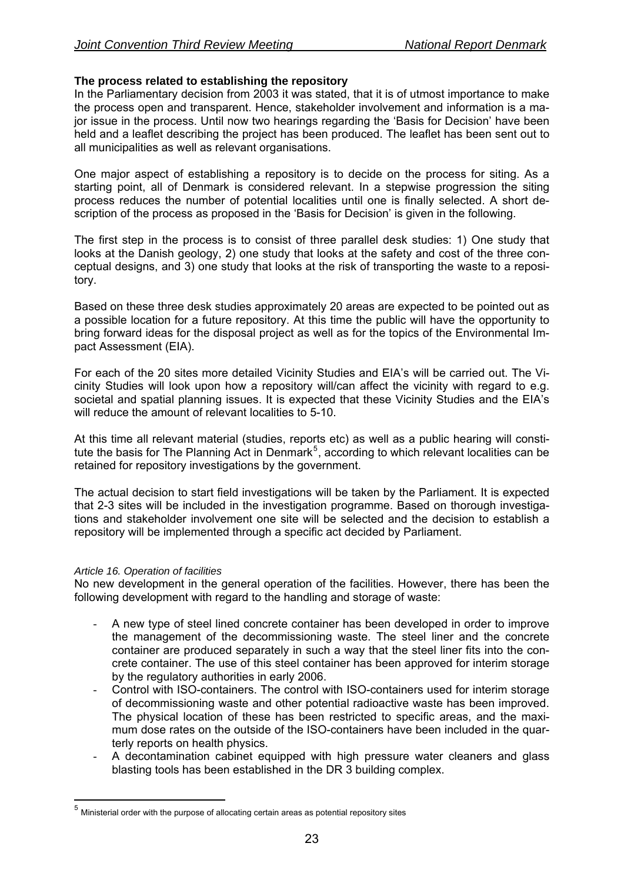**The process related to establishing the repository**

In the Parliamentary decision from 2003 it was stated, that it is of utmost importance to make the process open and transparent. Hence, stakeholder involvement and information is a major issue in the process. Until now two hearings regarding the 'Basis for Decision' have been held and a leaflet describing the project has been produced. The leaflet has been sent out to all municipalities as well as relevant organisations.

One major aspect of establishing a repository is to decide on the process for siting. As a starting point, all of Denmark is considered relevant. In a stepwise progression the siting process reduces the number of potential localities until one is finally selected. A short description of the process as proposed in the 'Basis for Decision' is given in the following.

The first step in the process is to consist of three parallel desk studies: 1) One study that looks at the Danish geology, 2) one study that looks at the safety and cost of the three conceptual designs, and 3) one study that looks at the risk of transporting the waste to a repository.

Based on these three desk studies approximately 20 areas are expected to be pointed out as a possible location for a future repository. At this time the public will have the opportunity to bring forward ideas for the disposal project as well as for the topics of the Environmental Impact Assessment (EIA).

For each of the 20 sites more detailed Vicinity Studies and EIA's will be carried out. The Vicinity Studies will look upon how a repository will/can affect the vicinity with regard to e.g. societal and spatial planning issues. It is expected that these Vicinity Studies and the EIA's will reduce the amount of relevant localities to 5-10.

At this time all relevant material (studies, reports etc) as well as a public hearing will constitute the basis for The Planning Act in Denmark[5], according to which relevant localities can be retained for repository investigations by the government.

The actual decision to start field investigations will be taken by the Parliament. It is expected that 2-3 sites will be included in the investigation programme. Based on thorough investigations and stakeholder involvement one site will be selected and the decision to establish a repository will be implemented through a specific act decided by Parliament.

*Article 16. Operation of facilities*

No new development in the general operation of the facilities. However, there has been the following development with regard to the handling and storage of waste:

- A new type of steel lined concrete container has been developed in order to improve the management of the decommissioning waste. The steel liner and the concrete container are produced separately in such a way that the steel liner fits into the concrete container. The use of this steel container has been approved for interim storage by the regulatory authorities in early 2006.
- Control with ISO-containers. The control with ISO-containers used for interim storage of decommissioning waste and other potential radioactive waste has been improved. The physical location of these has been restricted to specific areas, and the maximum dose rates on the outside of the ISO-containers have been included in the quarterly reports on health physics.
- A decontamination cabinet equipped with high pressure water cleaners and glass blasting tools has been established in the DR 3 building complex.

[5] Ministerial order with the purpose of allocating certain areas as potential repository sites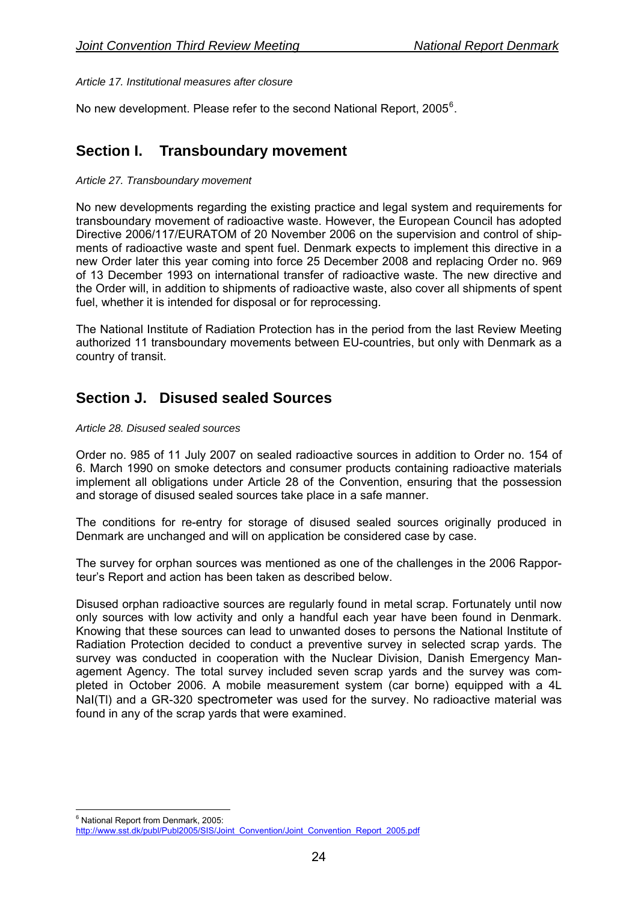*Article 17. Institutional measures after closure*

No new development. Please refer to the second National Report, 2005[6].

## Section I. Transboundary movement

*Article 27. Transboundary movement*

No new developments regarding the existing practice and legal system and requirements for transboundary movement of radioactive waste. However, the European Council has adopted Directive 2006/117/EURATOM of 20 November 2006 on the supervision and control of shipments of radioactive waste and spent fuel. Denmark expects to implement this directive in a new Order later this year coming into force 25 December 2008 and replacing Order no. 969 of 13 December 1993 on international transfer of radioactive waste. The new directive and the Order will, in addition to shipments of radioactive waste, also cover all shipments of spent fuel, whether it is intended for disposal or for reprocessing.

The National Institute of Radiation Protection has in the period from the last Review Meeting authorized 11 transboundary movements between EU-countries, but only with Denmark as a country of transit.

## Section J. Disused sealed Sources

*Article 28. Disused sealed sources*

Order no. 985 of 11 July 2007 on sealed radioactive sources in addition to Order no. 154 of 6. March 1990 on smoke detectors and consumer products containing radioactive materials implement all obligations under Article 28 of the Convention, ensuring that the possession and storage of disused sealed sources take place in a safe manner.

The conditions for re-entry for storage of disused sealed sources originally produced in Denmark are unchanged and will on application be considered case by case.

The survey for orphan sources was mentioned as one of the challenges in the 2006 Rapporteur's Report and action has been taken as described below.

Disused orphan radioactive sources are regularly found in metal scrap. Fortunately until now only sources with low activity and only a handful each year have been found in Denmark. Knowing that these sources can lead to unwanted doses to persons the National Institute of Radiation Protection decided to conduct a preventive survey in selected scrap yards. The survey was conducted in cooperation with the Nuclear Division, Danish Emergency Management Agency. The total survey included seven scrap yards and the survey was completed in October 2006. A mobile measurement system (car borne) equipped with a 4L NaI(Tl) and a GR-320 spectrometer was used for the survey. No radioactive material was found in any of the scrap yards that were examined.

---

[6] National Report from Denmark, 2005: http://www.sst.dk/publ/Publ2005/SIS/Joint_Convention/Joint_Convention_Report_2005.pdf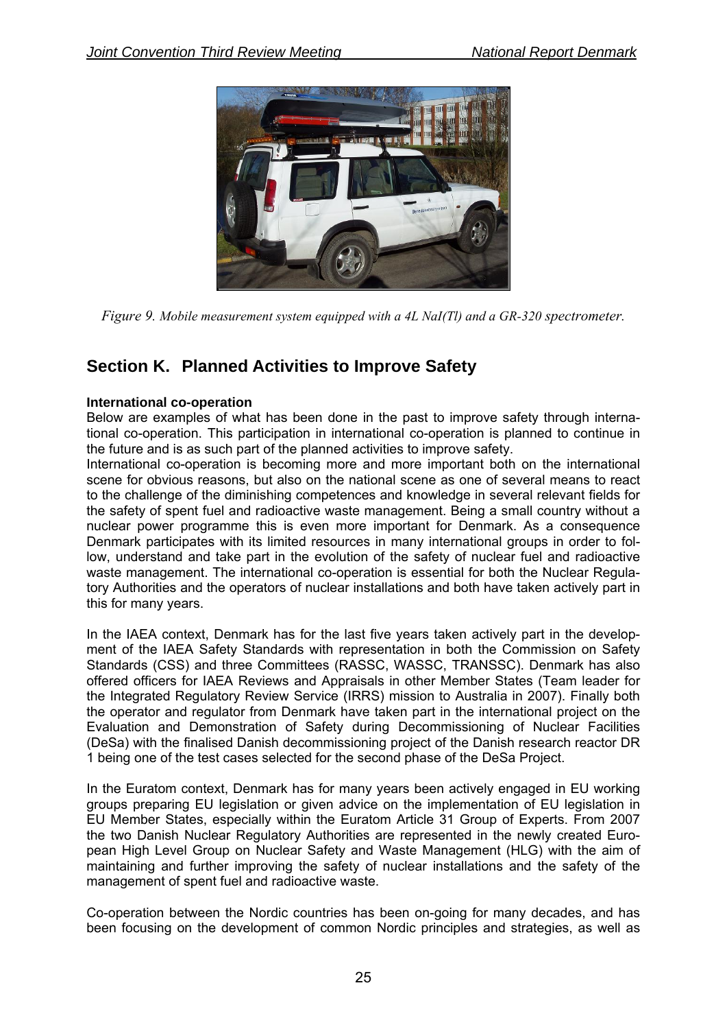*Figure 9. Mobile measurement system equipped with a 4L NaI(Tl) and a GR-320 spectrometer.*

## Section K. Planned Activities to Improve Safety

**International co-operation**

Below are examples of what has been done in the past to improve safety through international co-operation. This participation in international co-operation is planned to continue in the future and is as such part of the planned activities to improve safety.

International co-operation is becoming more and more important both on the international scene for obvious reasons, but also on the national scene as one of several means to react to the challenge of the diminishing competences and knowledge in several relevant fields for the safety of spent fuel and radioactive waste management. Being a small country without a nuclear power programme this is even more important for Denmark. As a consequence Denmark participates with its limited resources in many international groups in order to follow, understand and take part in the evolution of the safety of nuclear fuel and radioactive waste management. The international co-operation is essential for both the Nuclear Regulatory Authorities and the operators of nuclear installations and both have taken actively part in this for many years.

In the IAEA context, Denmark has for the last five years taken actively part in the development of the IAEA Safety Standards with representation in both the Commission on Safety Standards (CSS) and three Committees (RASSC, WASSC, TRANSSC). Denmark has also offered officers for IAEA Reviews and Appraisals in other Member States (Team leader for the Integrated Regulatory Review Service (IRRS) mission to Australia in 2007). Finally both the operator and regulator from Denmark have taken part in the international project on the Evaluation and Demonstration of Safety during Decommissioning of Nuclear Facilities (DeSa) with the finalised Danish decommissioning project of the Danish research reactor DR 1 being one of the test cases selected for the second phase of the DeSa Project.

In the Euratom context, Denmark has for many years been actively engaged in EU working groups preparing EU legislation or given advice on the implementation of EU legislation in EU Member States, especially within the Euratom Article 31 Group of Experts. From 2007 the two Danish Nuclear Regulatory Authorities are represented in the newly created European High Level Group on Nuclear Safety and Waste Management (HLG) with the aim of maintaining and further improving the safety of nuclear installations and the safety of the management of spent fuel and radioactive waste.

Co-operation between the Nordic countries has been on-going for many decades, and has been focusing on the development of common Nordic principles and strategies, as well as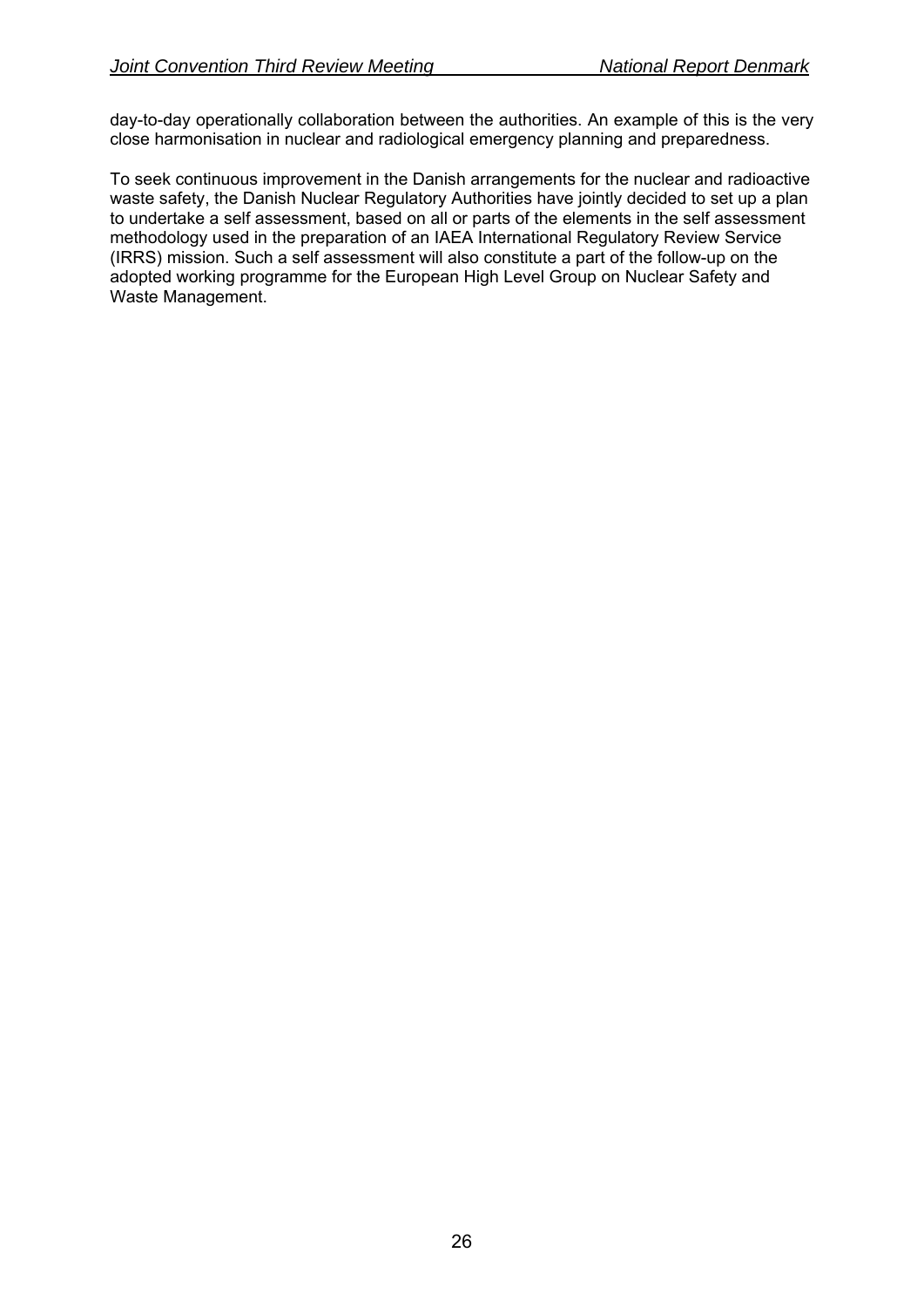day-to-day operationally collaboration between the authorities. An example of this is the very close harmonisation in nuclear and radiological emergency planning and preparedness.

To seek continuous improvement in the Danish arrangements for the nuclear and radioactive waste safety, the Danish Nuclear Regulatory Authorities have jointly decided to set up a plan to undertake a self assessment, based on all or parts of the elements in the self assessment methodology used in the preparation of an IAEA International Regulatory Review Service (IRRS) mission. Such a self assessment will also constitute a part of the follow-up on the adopted working programme for the European High Level Group on Nuclear Safety and Waste Management.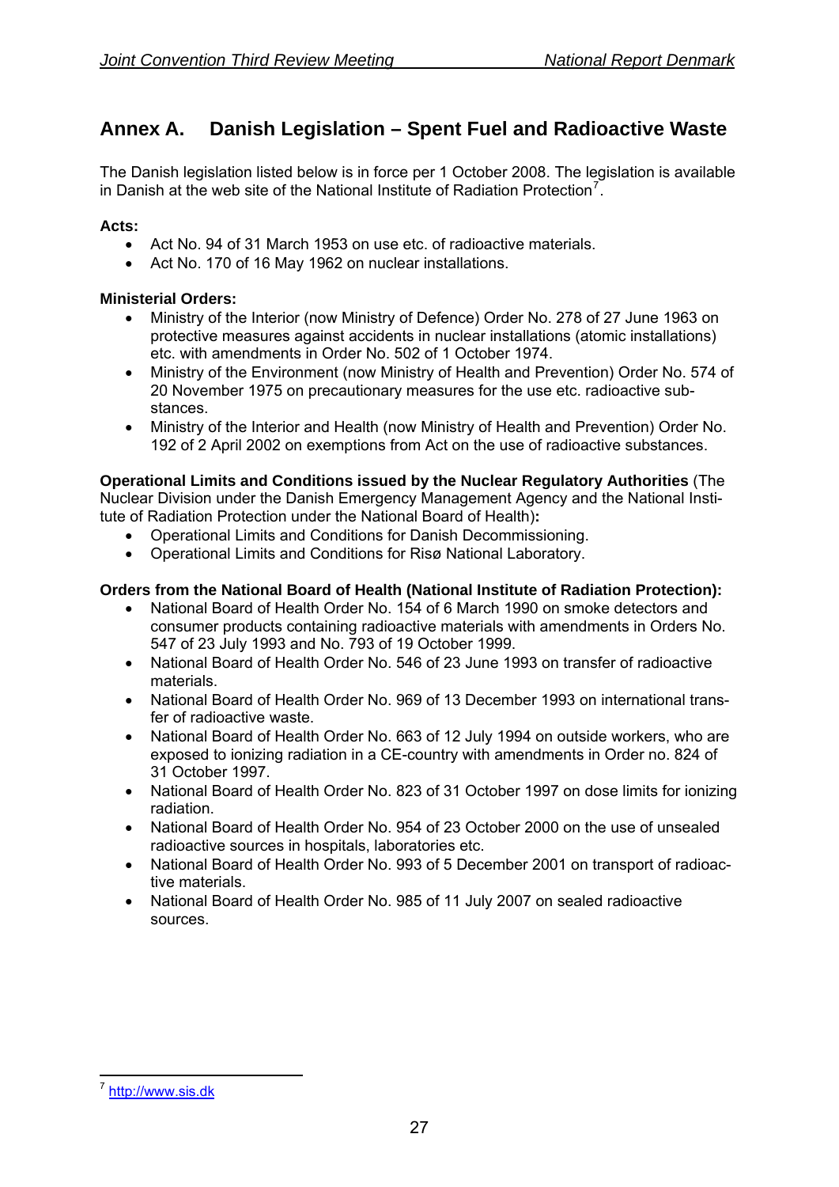# Annex A. Danish Legislation – Spent Fuel and Radioactive Waste

The Danish legislation listed below is in force per 1 October 2008. The legislation is available in Danish at the web site of the National Institute of Radiation Protection[7].

**Acts:**

- Act No. 94 of 31 March 1953 on use etc. of radioactive materials.
- Act No. 170 of 16 May 1962 on nuclear installations.

**Ministerial Orders:**

- Ministry of the Interior (now Ministry of Defence) Order No. 278 of 27 June 1963 on protective measures against accidents in nuclear installations (atomic installations) etc. with amendments in Order No. 502 of 1 October 1974.
- Ministry of the Environment (now Ministry of Health and Prevention) Order No. 574 of 20 November 1975 on precautionary measures for the use etc. radioactive substances.
- Ministry of the Interior and Health (now Ministry of Health and Prevention) Order No. 192 of 2 April 2002 on exemptions from Act on the use of radioactive substances.

**Operational Limits and Conditions issued by the Nuclear Regulatory Authorities** (The Nuclear Division under the Danish Emergency Management Agency and the National Institute of Radiation Protection under the National Board of Health)**:**

- Operational Limits and Conditions for Danish Decommissioning.
- Operational Limits and Conditions for Risø National Laboratory.

**Orders from the National Board of Health (National Institute of Radiation Protection):**

- National Board of Health Order No. 154 of 6 March 1990 on smoke detectors and consumer products containing radioactive materials with amendments in Orders No. 547 of 23 July 1993 and No. 793 of 19 October 1999.
- National Board of Health Order No. 546 of 23 June 1993 on transfer of radioactive materials.
- National Board of Health Order No. 969 of 13 December 1993 on international transfer of radioactive waste.
- National Board of Health Order No. 663 of 12 July 1994 on outside workers, who are exposed to ionizing radiation in a CE-country with amendments in Order no. 824 of 31 October 1997.
- National Board of Health Order No. 823 of 31 October 1997 on dose limits for ionizing radiation.
- National Board of Health Order No. 954 of 23 October 2000 on the use of unsealed radioactive sources in hospitals, laboratories etc.
- National Board of Health Order No. 993 of 5 December 2001 on transport of radioactive materials.
- National Board of Health Order No. 985 of 11 July 2007 on sealed radioactive sources.

[7] http://www.sis.dk